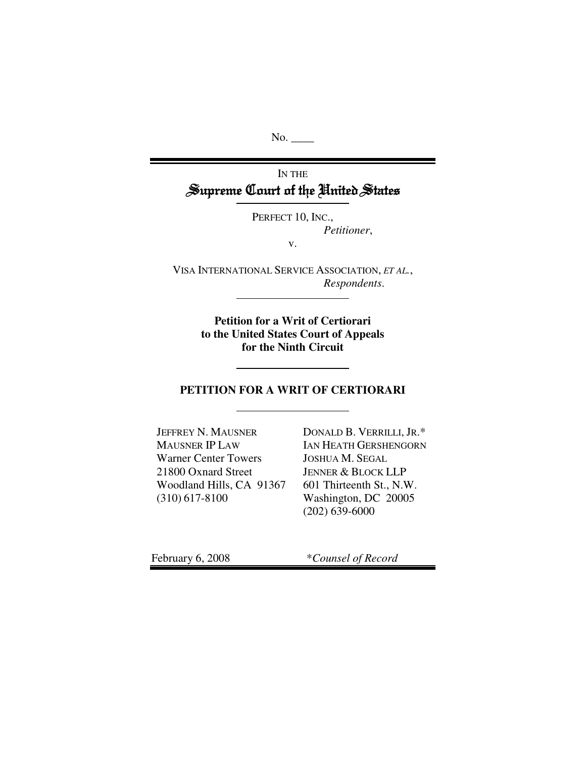No. \_\_\_\_

IN THE

# Supreme Court of the United States

PERFECT 10, INC.,
*Petitioner*,

v.

VISA INTERNATIONAL SERVICE ASSOCIATION, *ET AL.*,
*Respondents*.

**Petition for a Writ of Certiorari to the United States Court of Appeals for the Ninth Circuit**

## PETITION FOR A WRIT OF CERTIORARI

JEFFREY N. MAUSNER
MAUSNER IP LAW
Warner Center Towers
21800 Oxnard Street
Woodland Hills, CA 91367
(310) 617-8100

DONALD B. VERRILLI, JR.*
IAN HEATH GERSHENGORN
JOSHUA M. SEGAL
JENNER & BLOCK LLP
601 Thirteenth St., N.W.
Washington, DC 20005
(202) 639-6000

February 6, 2008

*\*Counsel of Record*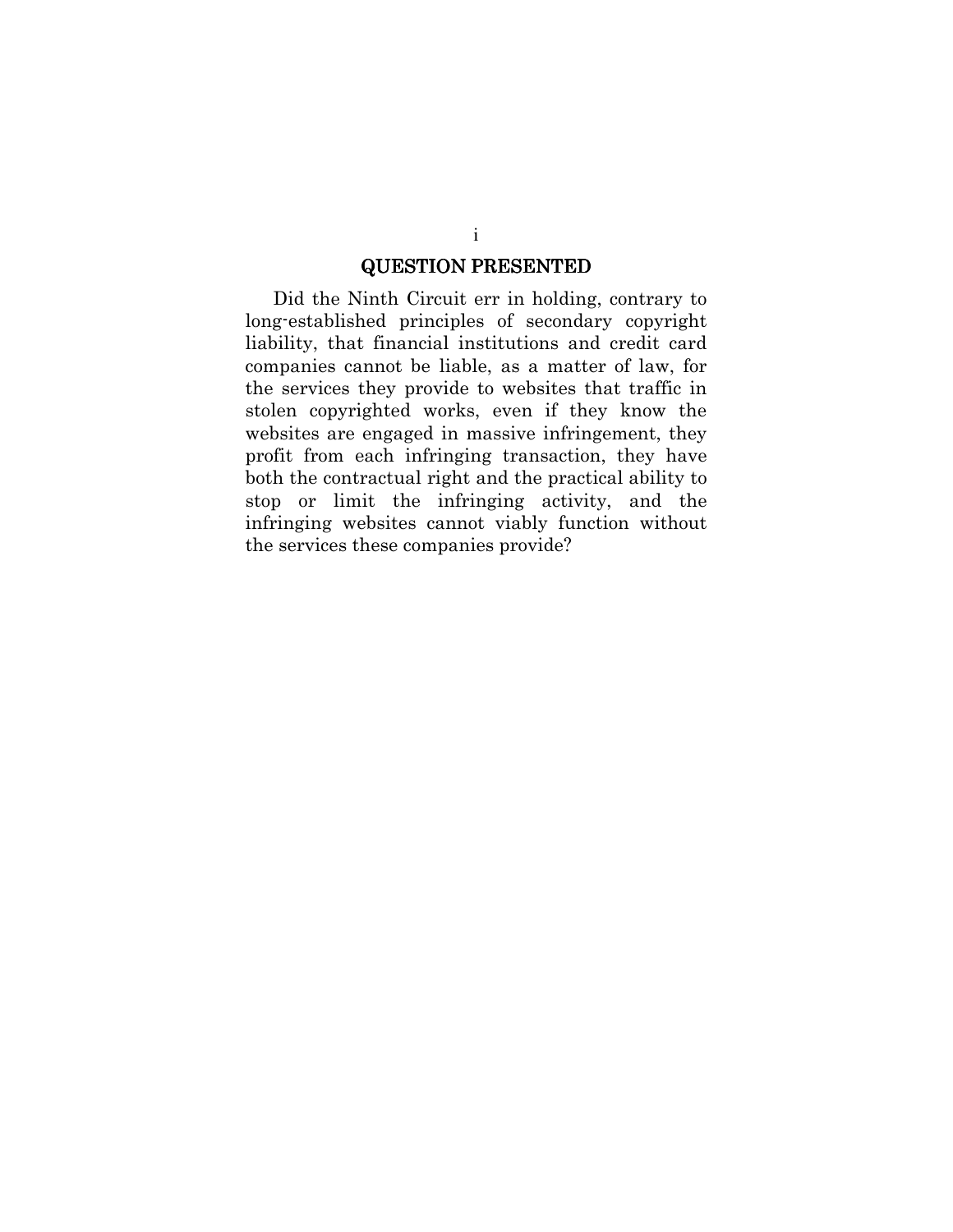## QUESTION PRESENTED

Did the Ninth Circuit err in holding, contrary to long-established principles of secondary copyright liability, that financial institutions and credit card companies cannot be liable, as a matter of law, for the services they provide to websites that traffic in stolen copyrighted works, even if they know the websites are engaged in massive infringement, they profit from each infringing transaction, they have both the contractual right and the practical ability to stop or limit the infringing activity, and the infringing websites cannot viably function without the services these companies provide?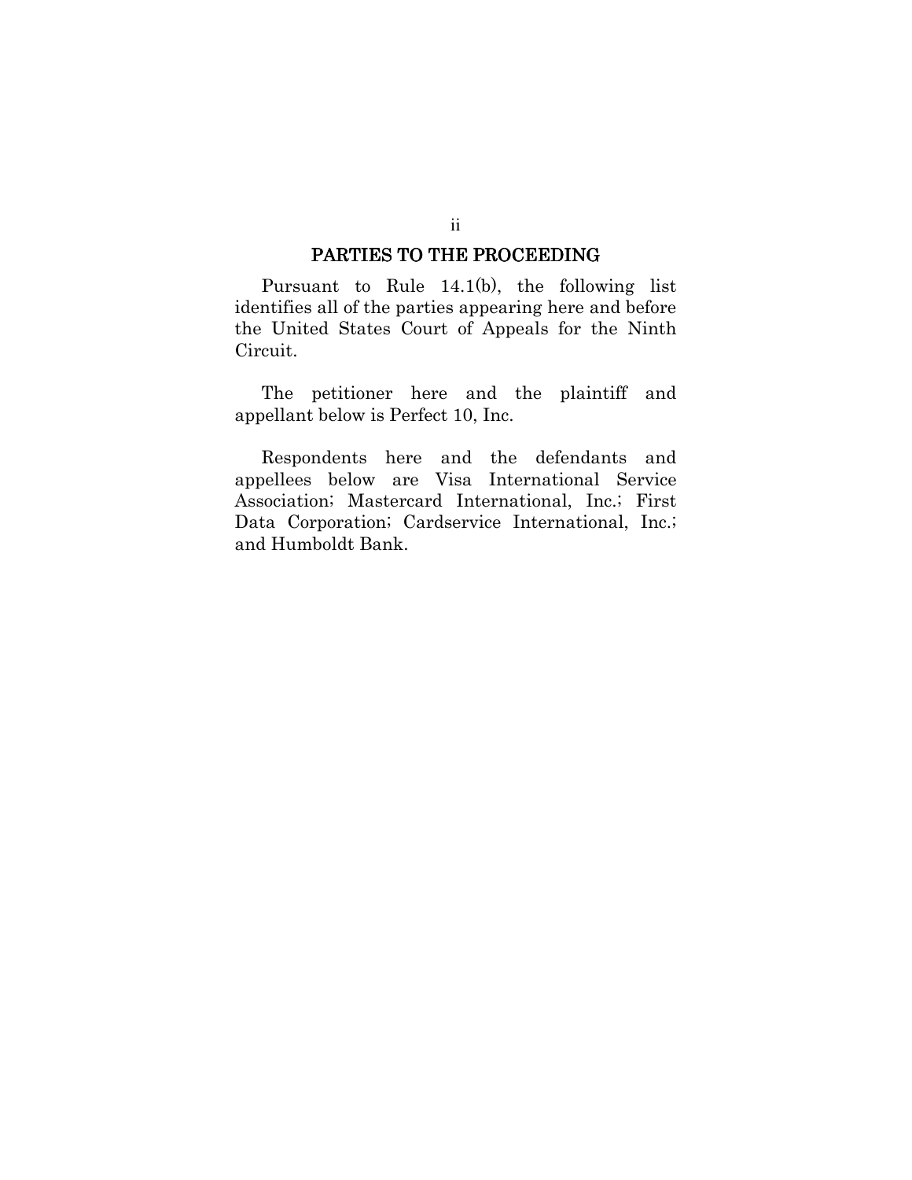## PARTIES TO THE PROCEEDING

Pursuant to Rule 14.1(b), the following list identifies all of the parties appearing here and before the United States Court of Appeals for the Ninth Circuit.

The petitioner here and the plaintiff and appellant below is Perfect 10, Inc.

Respondents here and the defendants and appellees below are Visa International Service Association; Mastercard International, Inc.; First Data Corporation; Cardservice International, Inc.; and Humboldt Bank.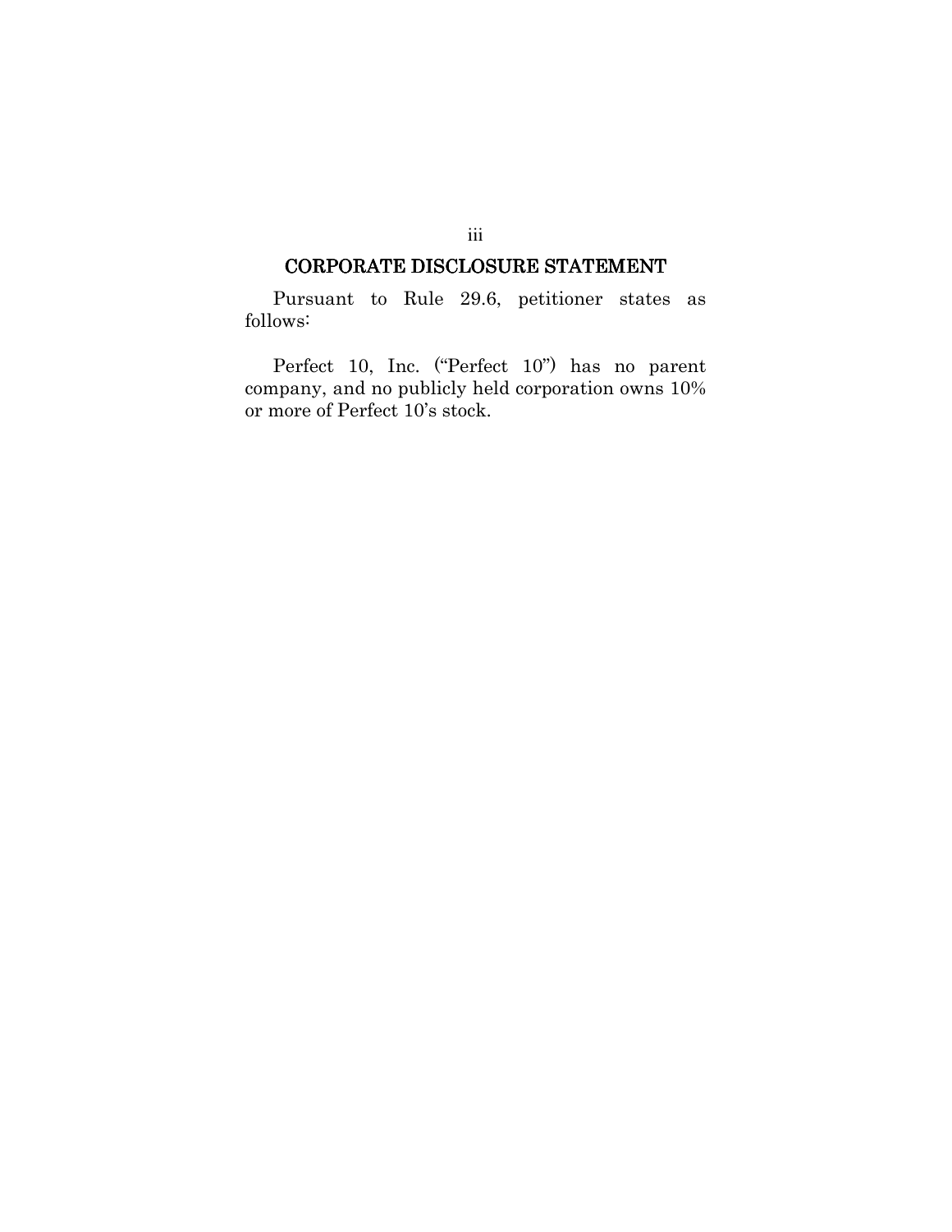## CORPORATE DISCLOSURE STATEMENT

Pursuant to Rule 29.6, petitioner states as follows:

Perfect 10, Inc. ("Perfect 10") has no parent company, and no publicly held corporation owns 10% or more of Perfect 10's stock.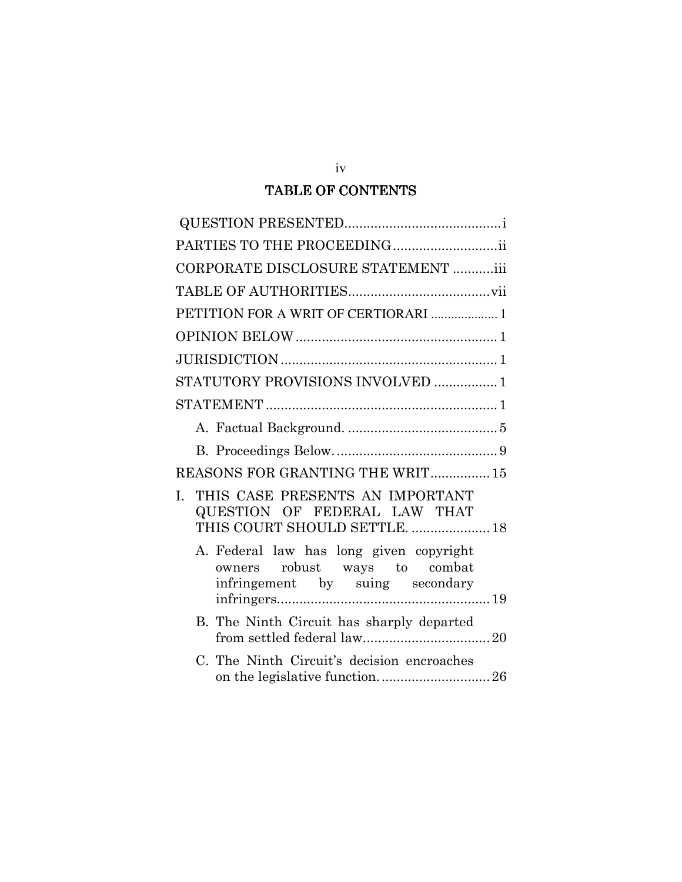# TABLE OF CONTENTS

QUESTION PRESENTED .......................................... i

PARTIES TO THE PROCEEDING ............................ ii

CORPORATE DISCLOSURE STATEMENT ........... iii

TABLE OF AUTHORITIES ..................................... vii

PETITION FOR A WRIT OF CERTIORARI .................... 1

OPINION BELOW ...................................................... 1

JURISDICTION .......................................................... 1

STATUTORY PROVISIONS INVOLVED ................. 1

STATEMENT .............................................................. 1

- A. Factual Background. ........................................ 5
- B. Proceedings Below. ........................................... 9

REASONS FOR GRANTING THE WRIT ................ 15

I. THIS CASE PRESENTS AN IMPORTANT QUESTION OF FEDERAL LAW THAT THIS COURT SHOULD SETTLE. ..................... 18

- A. Federal law has long given copyright owners robust ways to combat infringement by suing secondary infringers......................................................... 19
- B. The Ninth Circuit has sharply departed from settled federal law.................................. 20
- C. The Ninth Circuit's decision encroaches on the legislative function. ............................. 26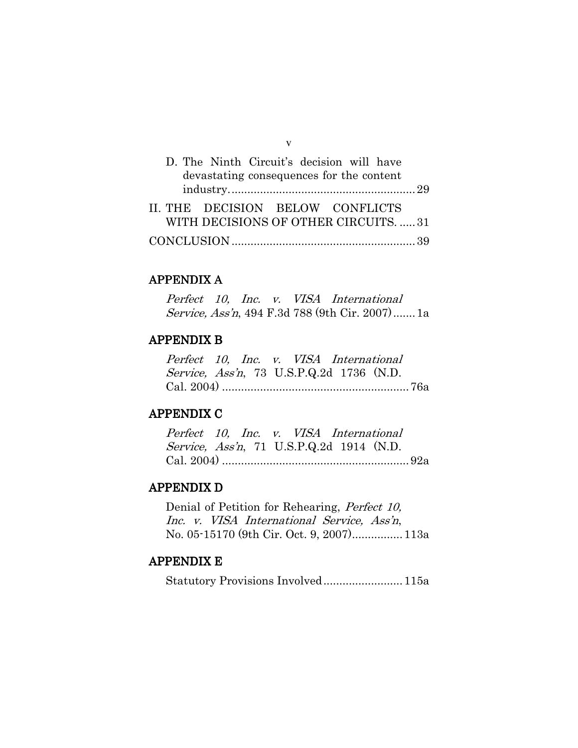D. The Ninth Circuit's decision will have devastating consequences for the content industry. .......................................................... 29

II. THE DECISION BELOW CONFLICTS WITH DECISIONS OF OTHER CIRCUITS. ..... 31

CONCLUSION .......................................................... 39

## APPENDIX A

*Perfect 10, Inc. v. VISA International Service, Ass'n*, 494 F.3d 788 (9th Cir. 2007) ....... 1a

## APPENDIX B

*Perfect 10, Inc. v. VISA International Service, Ass'n*, 73 U.S.P.Q.2d 1736 (N.D. Cal. 2004) ........................................................... 76a

## APPENDIX C

*Perfect 10, Inc. v. VISA International Service, Ass'n*, 71 U.S.P.Q.2d 1914 (N.D. Cal. 2004) ........................................................... 92a

## APPENDIX D

Denial of Petition for Rehearing, *Perfect 10, Inc. v. VISA International Service, Ass'n*, No. 05-15170 (9th Cir. Oct. 9, 2007)................ 113a

## APPENDIX E

Statutory Provisions Involved ......................... 115a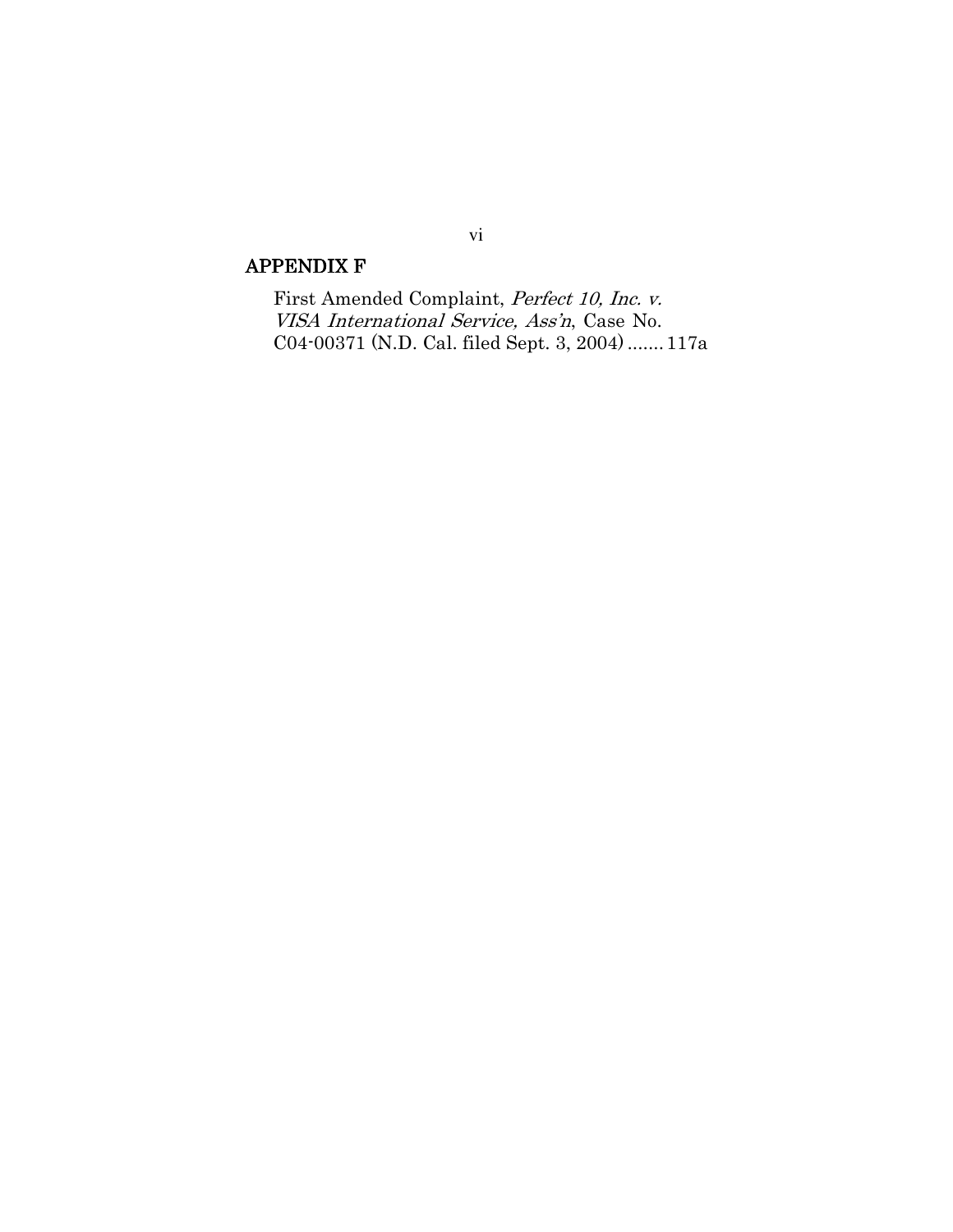**APPENDIX F**

First Amended Complaint, *Perfect 10, Inc. v. VISA International Service, Ass'n*, Case No. C04-00371 (N.D. Cal. filed Sept. 3, 2004) ....... 117a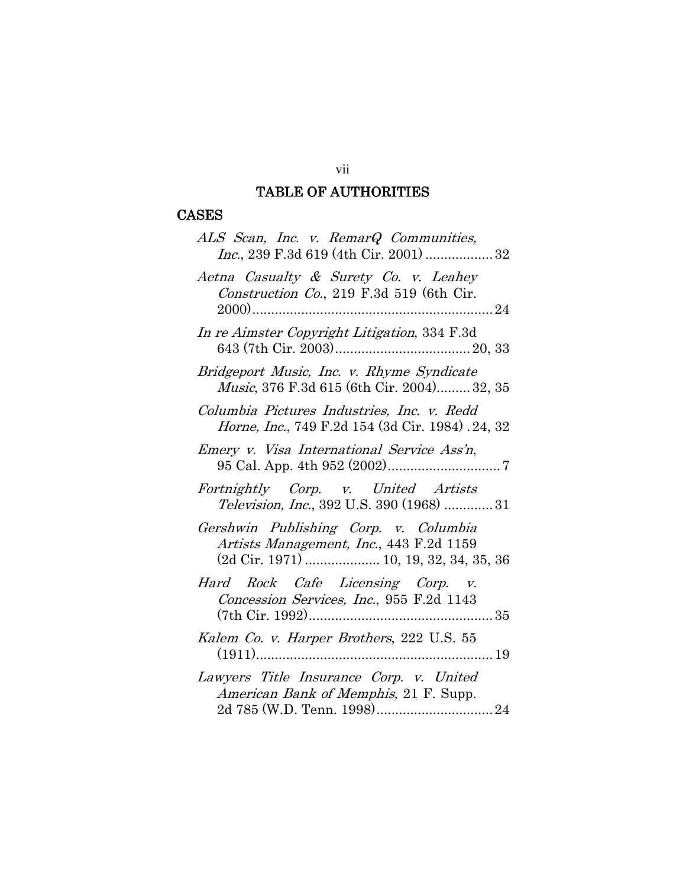# TABLE OF AUTHORITIES

## CASES

*ALS Scan, Inc. v. RemarQ Communities, Inc.*, 239 F.3d 619 (4th Cir. 2001) .................. 32

*Aetna Casualty & Surety Co. v. Leahey Construction Co.*, 219 F.3d 519 (6th Cir. 2000)................................................................ 24

*In re Aimster Copyright Litigation*, 334 F.3d 643 (7th Cir. 2003).................................... 20, 33

*Bridgeport Music, Inc. v. Rhyme Syndicate Music*, 376 F.3d 615 (6th Cir. 2004)......... 32, 35

*Columbia Pictures Industries, Inc. v. Redd Horne, Inc.*, 749 F.2d 154 (3d Cir. 1984) . 24, 32

*Emery v. Visa International Service Ass'n*, 95 Cal. App. 4th 952 (2002).............................. 7

*Fortnightly Corp. v. United Artists Television, Inc.*, 392 U.S. 390 (1968) ............. 31

*Gershwin Publishing Corp. v. Columbia Artists Management, Inc.*, 443 F.2d 1159 (2d Cir. 1971) .................... 10, 19, 32, 34, 35, 36

*Hard Rock Cafe Licensing Corp. v. Concession Services, Inc.*, 955 F.2d 1143 (7th Cir. 1992)................................................. 35

*Kalem Co. v. Harper Brothers*, 222 U.S. 55 (1911)............................................................... 19

*Lawyers Title Insurance Corp. v. United American Bank of Memphis*, 21 F. Supp. 2d 785 (W.D. Tenn. 1998)............................... 24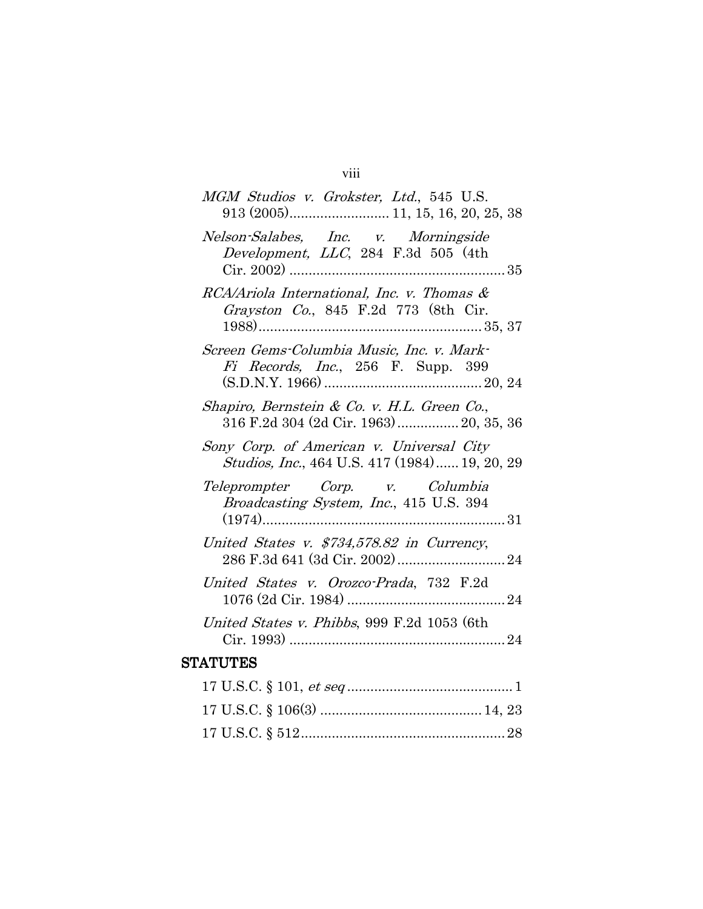*MGM Studios v. Grokster, Ltd.*, 545 U.S. 913 (2005).......................... 11, 15, 16, 20, 25, 38

*Nelson-Salabes, Inc. v. Morningside Development, LLC*, 284 F.3d 505 (4th Cir. 2002) ........................................................ 35

*RCA/Ariola International, Inc. v. Thomas & Grayston Co.*, 845 F.2d 773 (8th Cir. 1988).......................................................... 35, 37

*Screen Gems-Columbia Music, Inc. v. Mark-Fi Records, Inc.*, 256 F. Supp. 399 (S.D.N.Y. 1966) ......................................... 20, 24

*Shapiro, Bernstein & Co. v. H.L. Green Co.*, 316 F.2d 304 (2d Cir. 1963) ................ 20, 35, 36

*Sony Corp. of American v. Universal City Studios, Inc.*, 464 U.S. 417 (1984) ...... 19, 20, 29

*Teleprompter Corp. v. Columbia Broadcasting System, Inc.*, 415 U.S. 394 (1974)............................................................... 31

*United States v. $734,578.82 in Currency*, 286 F.3d 641 (3d Cir. 2002) ............................ 24

*United States v. Orozco-Prada*, 732 F.2d 1076 (2d Cir. 1984) ......................................... 24

*United States v. Phibbs*, 999 F.2d 1053 (6th Cir. 1993) ........................................................ 24

## STATUTES

17 U.S.C. § 101, *et seq* ........................................... 1

17 U.S.C. § 106(3) .......................................... 14, 23

17 U.S.C. § 512..................................................... 28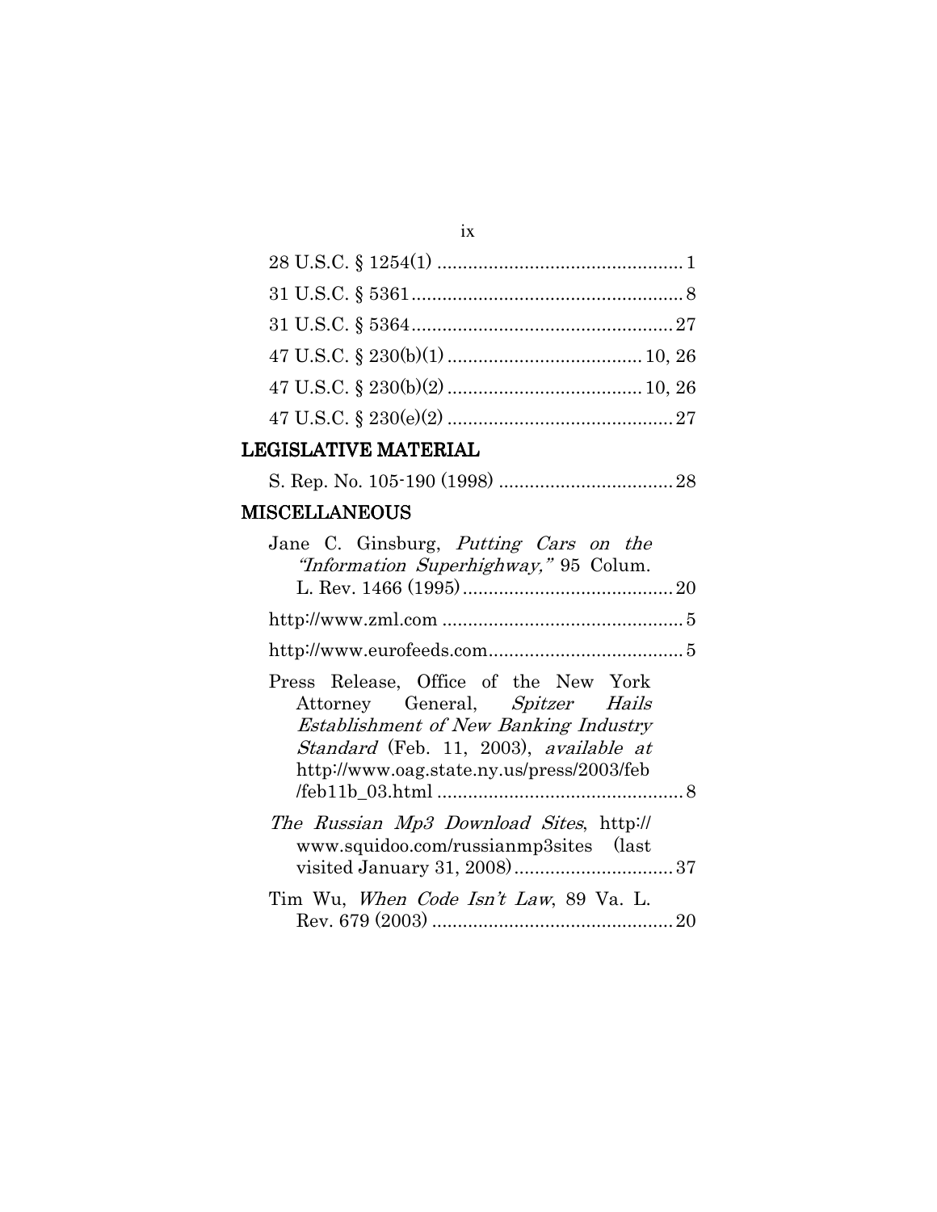28 U.S.C. § 1254(1) ................................................ 1

31 U.S.C. § 5361 ..................................................... 8

31 U.S.C. § 5364 ................................................... 27

47 U.S.C. § 230(b)(1) ...................................... 10, 26

47 U.S.C. § 230(b)(2) ...................................... 10, 26

47 U.S.C. § 230(e)(2) ............................................ 27

## LEGISLATIVE MATERIAL

S. Rep. No. 105-190 (1998) .................................. 28

## MISCELLANEOUS

Jane C. Ginsburg, *Putting Cars on the "Information Superhighway,"* 95 Colum. L. Rev. 1466 (1995) ......................................... 20

http://www.zml.com ............................................... 5

http://www.eurofeeds.com ...................................... 5

Press Release, Office of the New York Attorney General, *Spitzer Hails Establishment of New Banking Industry Standard* (Feb. 11, 2003), *available at* http://www.oag.state.ny.us/press/2003/feb/feb11b_03.html ................................................. 8

*The Russian Mp3 Download Sites*, http://www.squidoo.com/russianmp3sites (last visited January 31, 2008) ............................... 37

Tim Wu, *When Code Isn't Law*, 89 Va. L. Rev. 679 (2003) ............................................... 20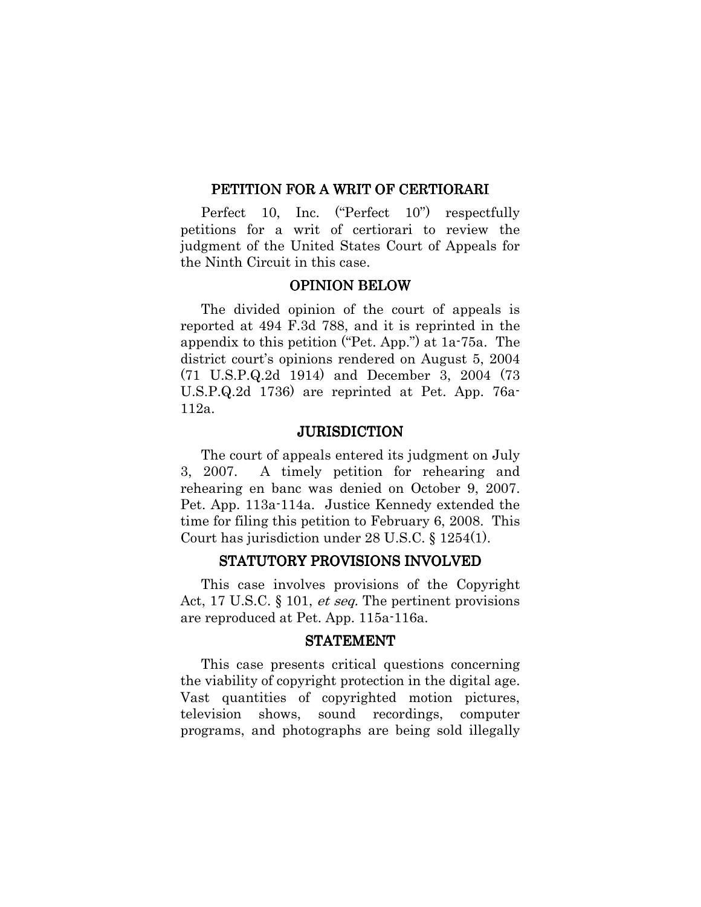## PETITION FOR A WRIT OF CERTIORARI

Perfect 10, Inc. ("Perfect 10") respectfully petitions for a writ of certiorari to review the judgment of the United States Court of Appeals for the Ninth Circuit in this case.

## OPINION BELOW

The divided opinion of the court of appeals is reported at 494 F.3d 788, and it is reprinted in the appendix to this petition ("Pet. App.") at 1a-75a. The district court's opinions rendered on August 5, 2004 (71 U.S.P.Q.2d 1914) and December 3, 2004 (73 U.S.P.Q.2d 1736) are reprinted at Pet. App. 76a-112a.

## JURISDICTION

The court of appeals entered its judgment on July 3, 2007. A timely petition for rehearing and rehearing en banc was denied on October 9, 2007. Pet. App. 113a-114a. Justice Kennedy extended the time for filing this petition to February 6, 2008. This Court has jurisdiction under 28 U.S.C. § 1254(1).

## STATUTORY PROVISIONS INVOLVED

This case involves provisions of the Copyright Act, 17 U.S.C. § 101, *et seq.* The pertinent provisions are reproduced at Pet. App. 115a-116a.

## STATEMENT

This case presents critical questions concerning the viability of copyright protection in the digital age. Vast quantities of copyrighted motion pictures, television shows, sound recordings, computer programs, and photographs are being sold illegally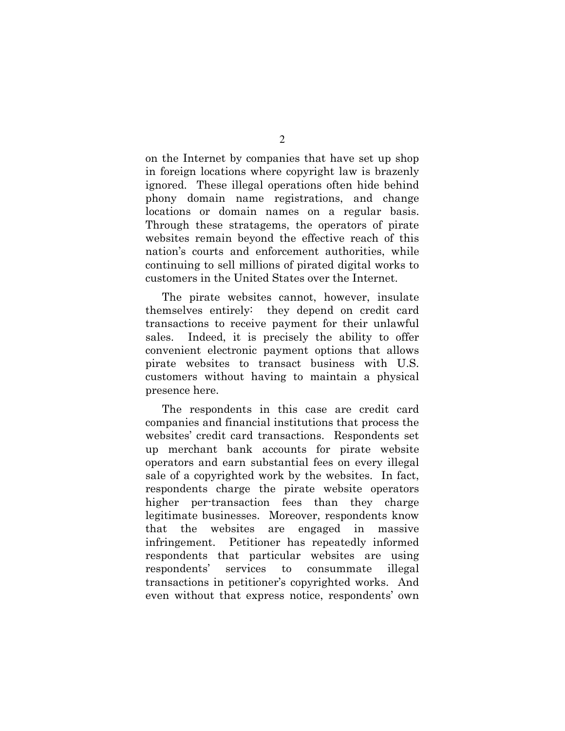on the Internet by companies that have set up shop in foreign locations where copyright law is brazenly ignored. These illegal operations often hide behind phony domain name registrations, and change locations or domain names on a regular basis. Through these stratagems, the operators of pirate websites remain beyond the effective reach of this nation's courts and enforcement authorities, while continuing to sell millions of pirated digital works to customers in the United States over the Internet.

The pirate websites cannot, however, insulate themselves entirely: they depend on credit card transactions to receive payment for their unlawful sales. Indeed, it is precisely the ability to offer convenient electronic payment options that allows pirate websites to transact business with U.S. customers without having to maintain a physical presence here.

The respondents in this case are credit card companies and financial institutions that process the websites' credit card transactions. Respondents set up merchant bank accounts for pirate website operators and earn substantial fees on every illegal sale of a copyrighted work by the websites. In fact, respondents charge the pirate website operators higher per-transaction fees than they charge legitimate businesses. Moreover, respondents know that the websites are engaged in massive infringement. Petitioner has repeatedly informed respondents that particular websites are using respondents' services to consummate illegal transactions in petitioner's copyrighted works. And even without that express notice, respondents' own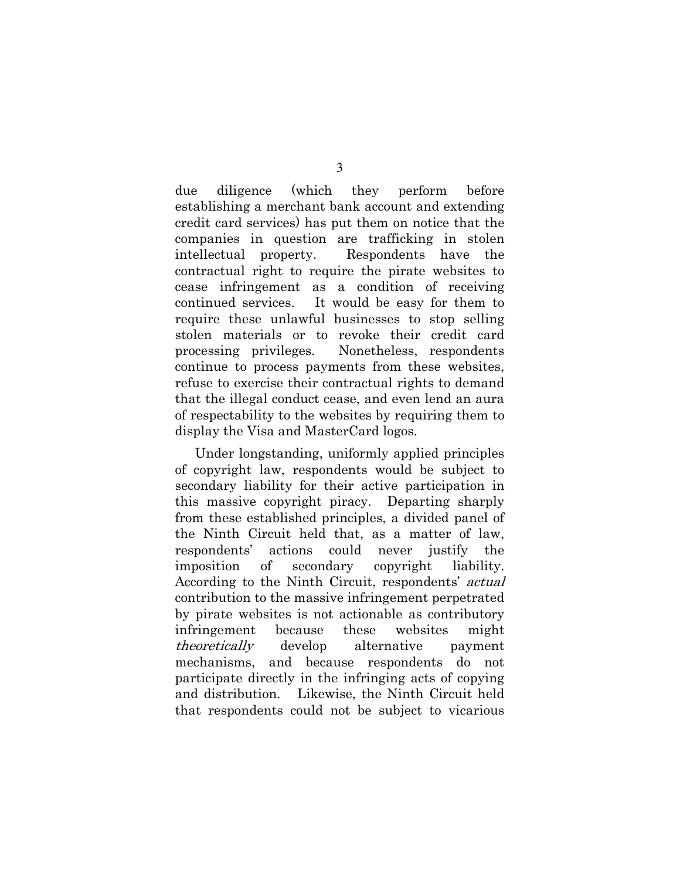due diligence (which they perform before establishing a merchant bank account and extending credit card services) has put them on notice that the companies in question are trafficking in stolen intellectual property. Respondents have the contractual right to require the pirate websites to cease infringement as a condition of receiving continued services. It would be easy for them to require these unlawful businesses to stop selling stolen materials or to revoke their credit card processing privileges. Nonetheless, respondents continue to process payments from these websites, refuse to exercise their contractual rights to demand that the illegal conduct cease, and even lend an aura of respectability to the websites by requiring them to display the Visa and MasterCard logos.

Under longstanding, uniformly applied principles of copyright law, respondents would be subject to secondary liability for their active participation in this massive copyright piracy. Departing sharply from these established principles, a divided panel of the Ninth Circuit held that, as a matter of law, respondents' actions could never justify the imposition of secondary copyright liability. According to the Ninth Circuit, respondents' *actual* contribution to the massive infringement perpetrated by pirate websites is not actionable as contributory infringement because these websites might *theoretically* develop alternative payment mechanisms, and because respondents do not participate directly in the infringing acts of copying and distribution. Likewise, the Ninth Circuit held that respondents could not be subject to vicarious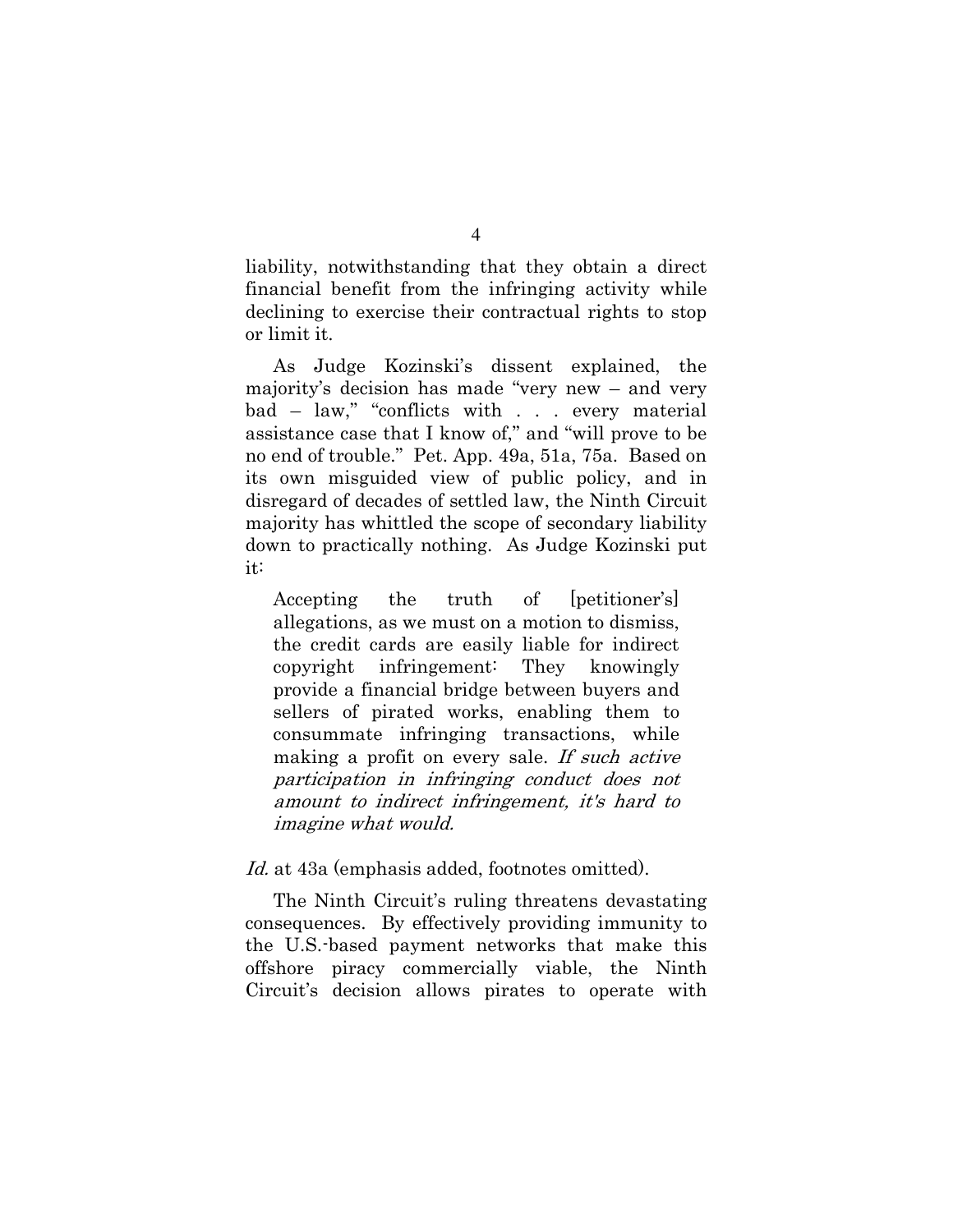liability, notwithstanding that they obtain a direct financial benefit from the infringing activity while declining to exercise their contractual rights to stop or limit it.

As Judge Kozinski's dissent explained, the majority's decision has made "very new – and very bad – law," "conflicts with . . . every material assistance case that I know of," and "will prove to be no end of trouble." Pet. App. 49a, 51a, 75a. Based on its own misguided view of public policy, and in disregard of decades of settled law, the Ninth Circuit majority has whittled the scope of secondary liability down to practically nothing. As Judge Kozinski put it:

> Accepting the truth of [petitioner's] allegations, as we must on a motion to dismiss, the credit cards are easily liable for indirect copyright infringement: They knowingly provide a financial bridge between buyers and sellers of pirated works, enabling them to consummate infringing transactions, while making a profit on every sale. *If such active participation in infringing conduct does not amount to indirect infringement, it's hard to imagine what would.*

*Id.* at 43a (emphasis added, footnotes omitted).

The Ninth Circuit's ruling threatens devastating consequences. By effectively providing immunity to the U.S.-based payment networks that make this offshore piracy commercially viable, the Ninth Circuit's decision allows pirates to operate with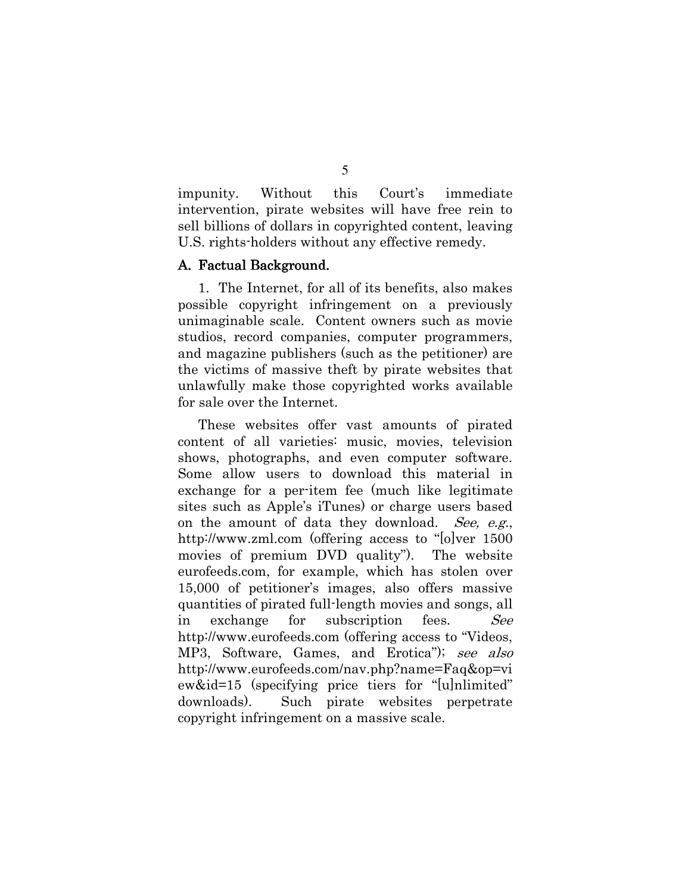impunity. Without this Court's immediate intervention, pirate websites will have free rein to sell billions of dollars in copyrighted content, leaving U.S. rights-holders without any effective remedy.

## A. Factual Background.

1. The Internet, for all of its benefits, also makes possible copyright infringement on a previously unimaginable scale. Content owners such as movie studios, record companies, computer programmers, and magazine publishers (such as the petitioner) are the victims of massive theft by pirate websites that unlawfully make those copyrighted works available for sale over the Internet.

These websites offer vast amounts of pirated content of all varieties: music, movies, television shows, photographs, and even computer software. Some allow users to download this material in exchange for a per-item fee (much like legitimate sites such as Apple's iTunes) or charge users based on the amount of data they download. *See, e.g.*, http://www.zml.com (offering access to "[o]ver 1500 movies of premium DVD quality"). The website eurofeeds.com, for example, which has stolen over 15,000 of petitioner's images, also offers massive quantities of pirated full-length movies and songs, all in exchange for subscription fees. *See* http://www.eurofeeds.com (offering access to "Videos, MP3, Software, Games, and Erotica"); *see also* http://www.eurofeeds.com/nav.php?name=Faq&op=view&id=15 (specifying price tiers for "[u]nlimited" downloads). Such pirate websites perpetrate copyright infringement on a massive scale.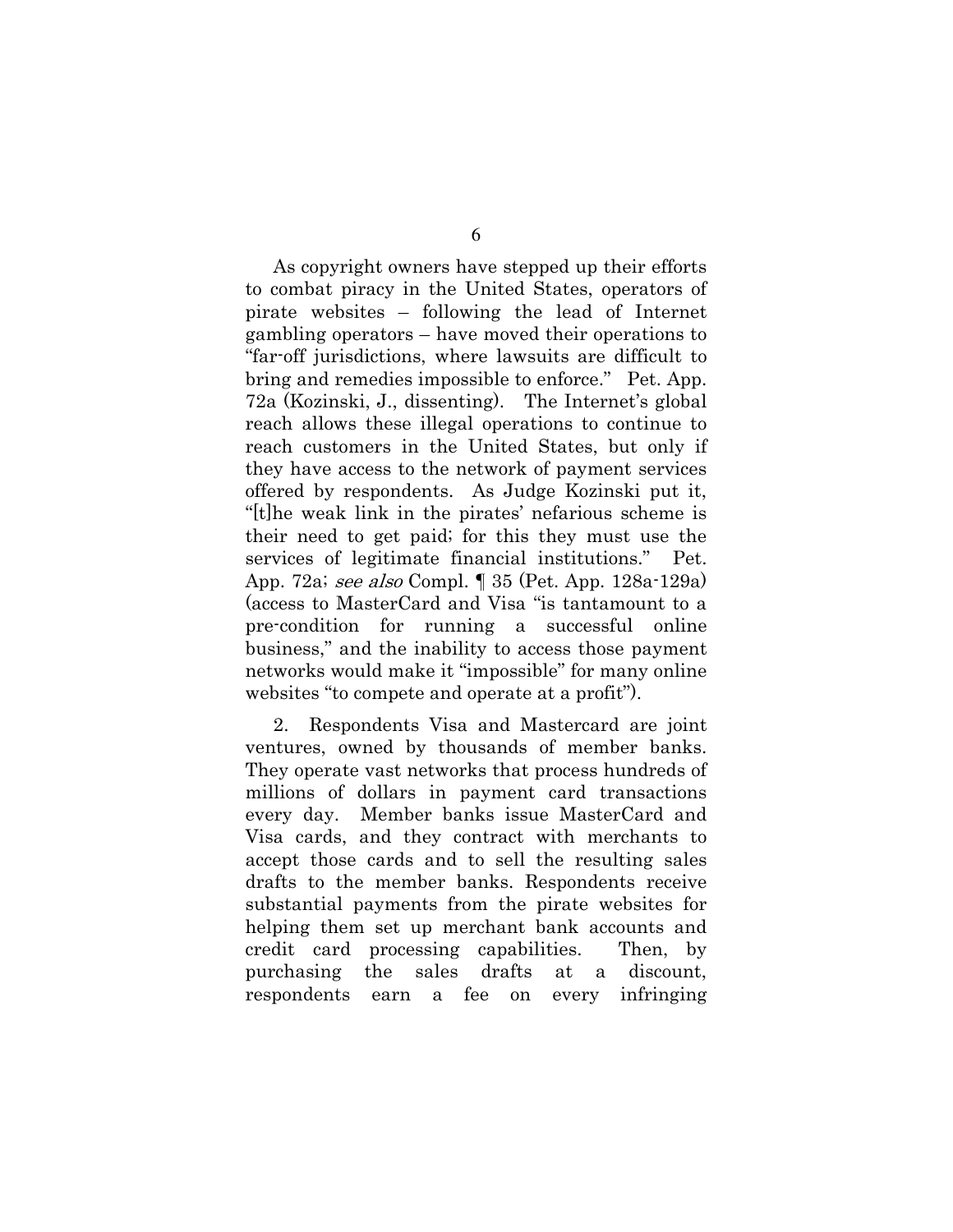As copyright owners have stepped up their efforts to combat piracy in the United States, operators of pirate websites – following the lead of Internet gambling operators – have moved their operations to "far-off jurisdictions, where lawsuits are difficult to bring and remedies impossible to enforce." Pet. App. 72a (Kozinski, J., dissenting). The Internet's global reach allows these illegal operations to continue to reach customers in the United States, but only if they have access to the network of payment services offered by respondents. As Judge Kozinski put it, "[t]he weak link in the pirates' nefarious scheme is their need to get paid; for this they must use the services of legitimate financial institutions." Pet. App. 72a; *see also* Compl. ¶ 35 (Pet. App. 128a-129a) (access to MasterCard and Visa "is tantamount to a pre-condition for running a successful online business," and the inability to access those payment networks would make it "impossible" for many online websites "to compete and operate at a profit").

2. Respondents Visa and Mastercard are joint ventures, owned by thousands of member banks. They operate vast networks that process hundreds of millions of dollars in payment card transactions every day. Member banks issue MasterCard and Visa cards, and they contract with merchants to accept those cards and to sell the resulting sales drafts to the member banks. Respondents receive substantial payments from the pirate websites for helping them set up merchant bank accounts and credit card processing capabilities. Then, by purchasing the sales drafts at a discount, respondents earn a fee on every infringing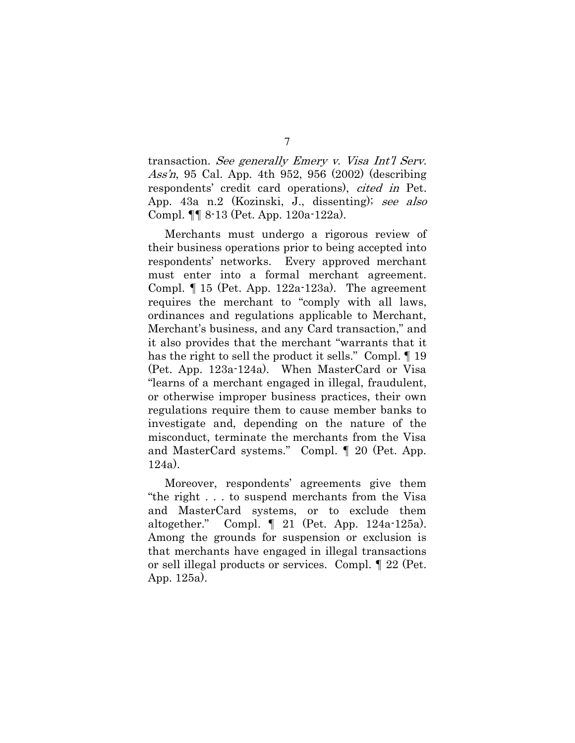transaction. *See generally Emery v. Visa Int'l Serv. Ass'n*, 95 Cal. App. 4th 952, 956 (2002) (describing respondents' credit card operations), *cited in* Pet. App. 43a n.2 (Kozinski, J., dissenting); *see also* Compl. ¶¶ 8-13 (Pet. App. 120a-122a).

Merchants must undergo a rigorous review of their business operations prior to being accepted into respondents' networks. Every approved merchant must enter into a formal merchant agreement. Compl. ¶ 15 (Pet. App. 122a-123a). The agreement requires the merchant to "comply with all laws, ordinances and regulations applicable to Merchant, Merchant's business, and any Card transaction," and it also provides that the merchant "warrants that it has the right to sell the product it sells." Compl. ¶ 19 (Pet. App. 123a-124a). When MasterCard or Visa "learns of a merchant engaged in illegal, fraudulent, or otherwise improper business practices, their own regulations require them to cause member banks to investigate and, depending on the nature of the misconduct, terminate the merchants from the Visa and MasterCard systems." Compl. ¶ 20 (Pet. App. 124a).

Moreover, respondents' agreements give them "the right . . . to suspend merchants from the Visa and MasterCard systems, or to exclude them altogether." Compl. ¶ 21 (Pet. App. 124a-125a). Among the grounds for suspension or exclusion is that merchants have engaged in illegal transactions or sell illegal products or services. Compl. ¶ 22 (Pet. App. 125a).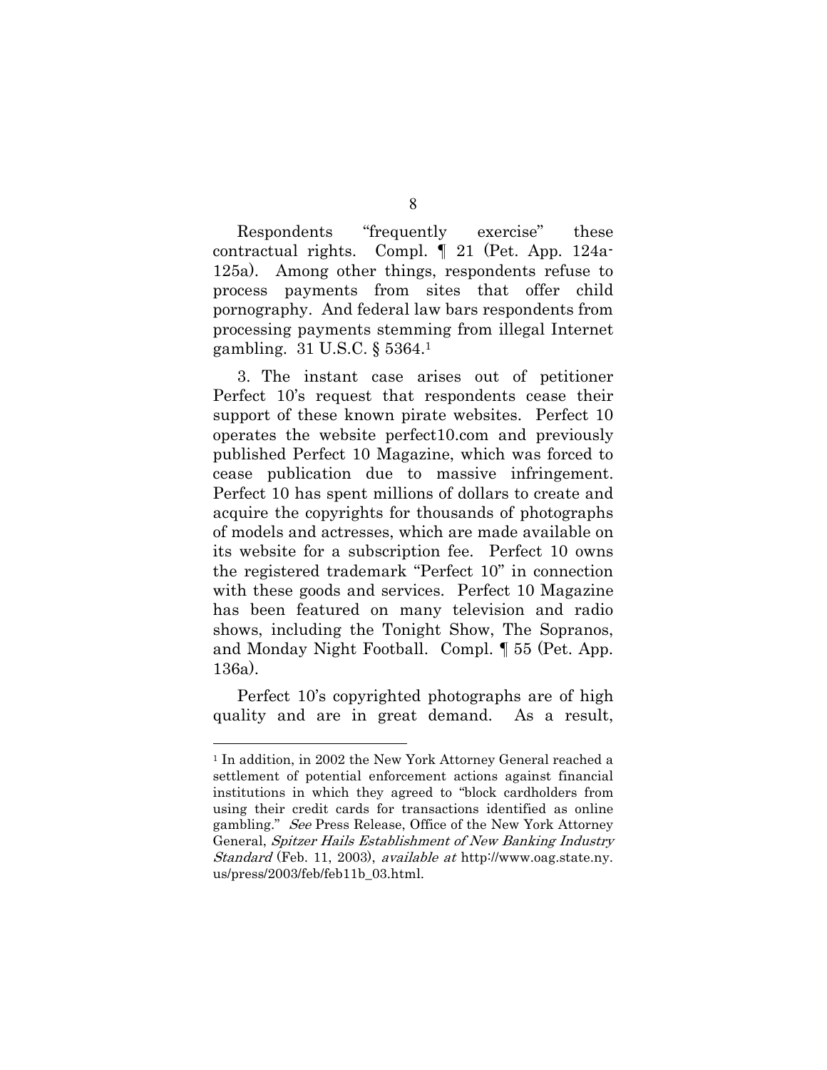Respondents "frequently exercise" these contractual rights. Compl. ¶ 21 (Pet. App. 124a-125a). Among other things, respondents refuse to process payments from sites that offer child pornography. And federal law bars respondents from processing payments stemming from illegal Internet gambling. 31 U.S.C. § 5364.[1]

3. The instant case arises out of petitioner Perfect 10's request that respondents cease their support of these known pirate websites. Perfect 10 operates the website perfect10.com and previously published Perfect 10 Magazine, which was forced to cease publication due to massive infringement. Perfect 10 has spent millions of dollars to create and acquire the copyrights for thousands of photographs of models and actresses, which are made available on its website for a subscription fee. Perfect 10 owns the registered trademark "Perfect 10" in connection with these goods and services. Perfect 10 Magazine has been featured on many television and radio shows, including the Tonight Show, The Sopranos, and Monday Night Football. Compl. ¶ 55 (Pet. App. 136a).

Perfect 10's copyrighted photographs are of high quality and are in great demand. As a result,

---

[1] In addition, in 2002 the New York Attorney General reached a settlement of potential enforcement actions against financial institutions in which they agreed to "block cardholders from using their credit cards for transactions identified as online gambling." *See* Press Release, Office of the New York Attorney General, *Spitzer Hails Establishment of New Banking Industry Standard* (Feb. 11, 2003), *available at* http://www.oag.state.ny.us/press/2003/feb/feb11b_03.html.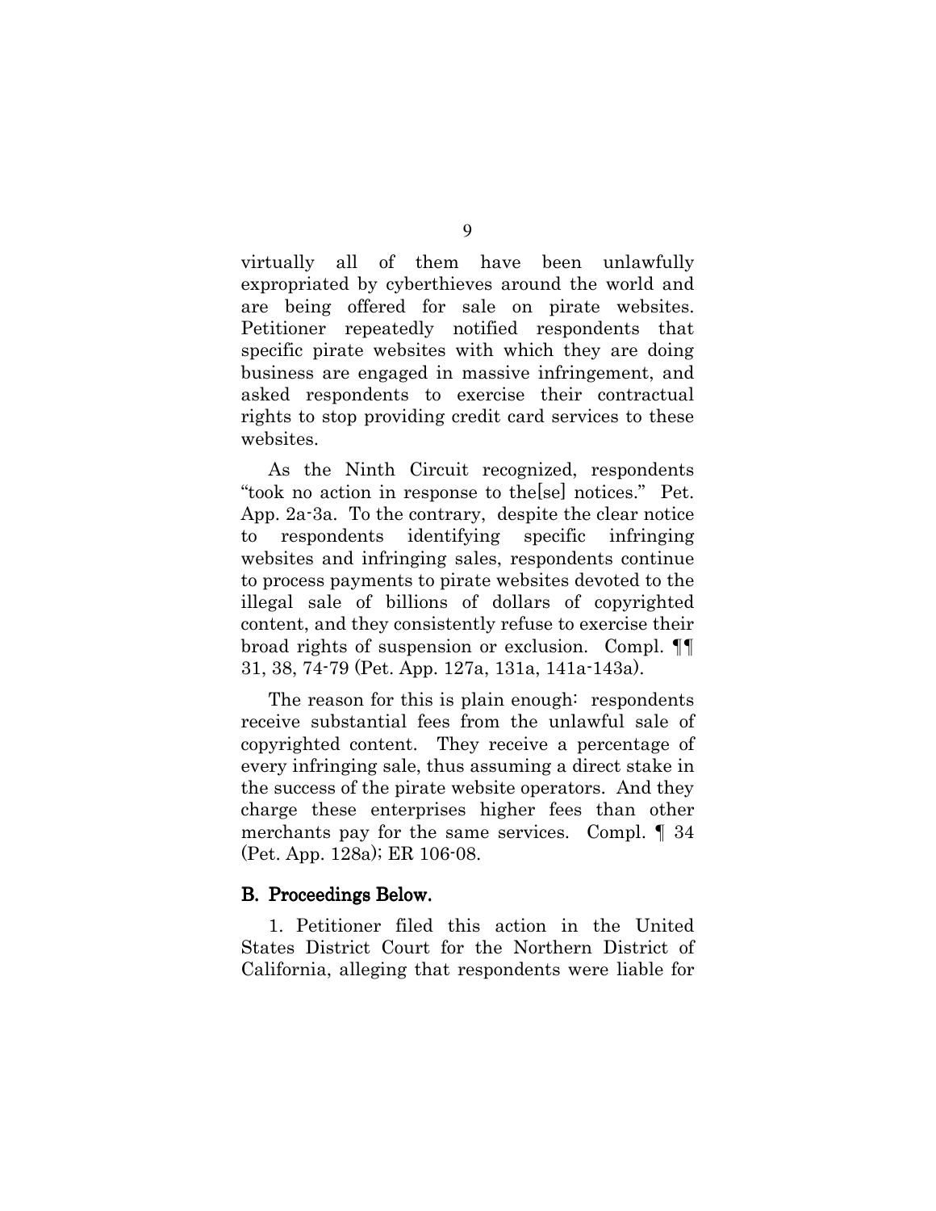virtually all of them have been unlawfully expropriated by cyberthieves around the world and are being offered for sale on pirate websites. Petitioner repeatedly notified respondents that specific pirate websites with which they are doing business are engaged in massive infringement, and asked respondents to exercise their contractual rights to stop providing credit card services to these websites.

As the Ninth Circuit recognized, respondents "took no action in response to the[se] notices." Pet. App. 2a-3a. To the contrary, despite the clear notice to respondents identifying specific infringing websites and infringing sales, respondents continue to process payments to pirate websites devoted to the illegal sale of billions of dollars of copyrighted content, and they consistently refuse to exercise their broad rights of suspension or exclusion. Compl. ¶¶ 31, 38, 74-79 (Pet. App. 127a, 131a, 141a-143a).

The reason for this is plain enough: respondents receive substantial fees from the unlawful sale of copyrighted content. They receive a percentage of every infringing sale, thus assuming a direct stake in the success of the pirate website operators. And they charge these enterprises higher fees than other merchants pay for the same services. Compl. ¶ 34 (Pet. App. 128a); ER 106-08.

## B. Proceedings Below.

1. Petitioner filed this action in the United States District Court for the Northern District of California, alleging that respondents were liable for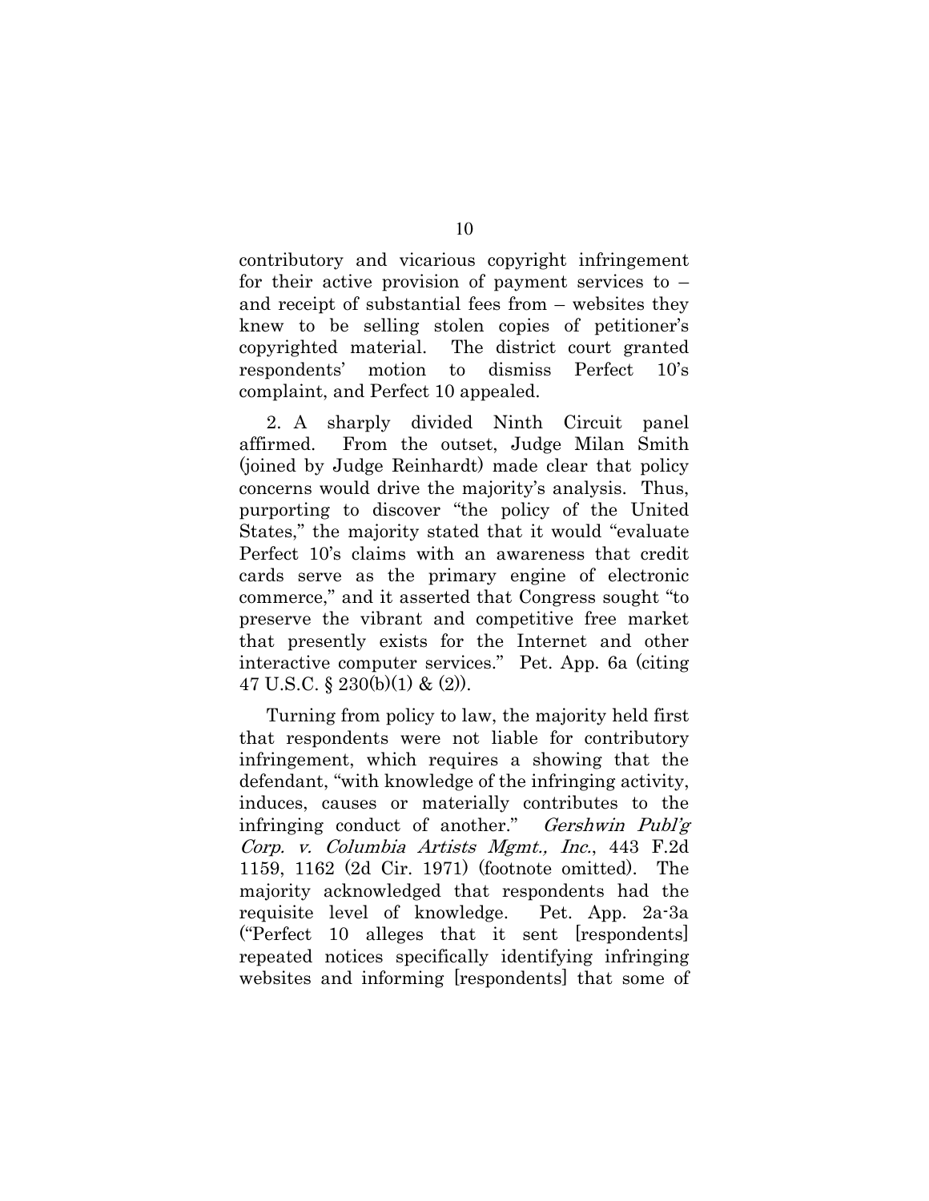contributory and vicarious copyright infringement for their active provision of payment services to – and receipt of substantial fees from – websites they knew to be selling stolen copies of petitioner's copyrighted material. The district court granted respondents' motion to dismiss Perfect 10's complaint, and Perfect 10 appealed.

2. A sharply divided Ninth Circuit panel affirmed. From the outset, Judge Milan Smith (joined by Judge Reinhardt) made clear that policy concerns would drive the majority's analysis. Thus, purporting to discover "the policy of the United States," the majority stated that it would "evaluate Perfect 10's claims with an awareness that credit cards serve as the primary engine of electronic commerce," and it asserted that Congress sought "to preserve the vibrant and competitive free market that presently exists for the Internet and other interactive computer services." Pet. App. 6a (citing 47 U.S.C. § 230(b)(1) & (2)).

Turning from policy to law, the majority held first that respondents were not liable for contributory infringement, which requires a showing that the defendant, "with knowledge of the infringing activity, induces, causes or materially contributes to the infringing conduct of another." *Gershwin Publ'g Corp. v. Columbia Artists Mgmt., Inc.*, 443 F.2d 1159, 1162 (2d Cir. 1971) (footnote omitted). The majority acknowledged that respondents had the requisite level of knowledge. Pet. App. 2a-3a ("Perfect 10 alleges that it sent [respondents] repeated notices specifically identifying infringing websites and informing [respondents] that some of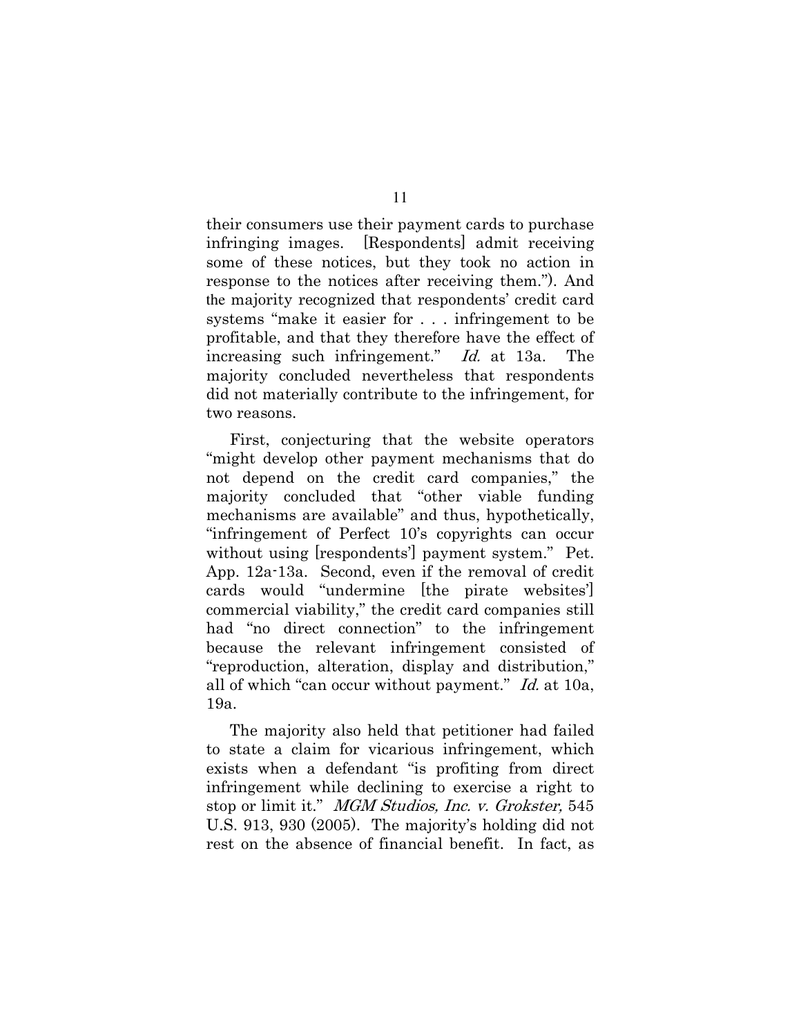their consumers use their payment cards to purchase infringing images. [Respondents] admit receiving some of these notices, but they took no action in response to the notices after receiving them."). And the majority recognized that respondents' credit card systems "make it easier for . . . infringement to be profitable, and that they therefore have the effect of increasing such infringement." *Id.* at 13a. The majority concluded nevertheless that respondents did not materially contribute to the infringement, for two reasons.

First, conjecturing that the website operators "might develop other payment mechanisms that do not depend on the credit card companies," the majority concluded that "other viable funding mechanisms are available" and thus, hypothetically, "infringement of Perfect 10's copyrights can occur without using [respondents'] payment system." Pet. App. 12a-13a. Second, even if the removal of credit cards would "undermine [the pirate websites'] commercial viability," the credit card companies still had "no direct connection" to the infringement because the relevant infringement consisted of "reproduction, alteration, display and distribution," all of which "can occur without payment." *Id.* at 10a, 19a.

The majority also held that petitioner had failed to state a claim for vicarious infringement, which exists when a defendant "is profiting from direct infringement while declining to exercise a right to stop or limit it." *MGM Studios, Inc. v. Grokster,* 545 U.S. 913, 930 (2005). The majority's holding did not rest on the absence of financial benefit. In fact, as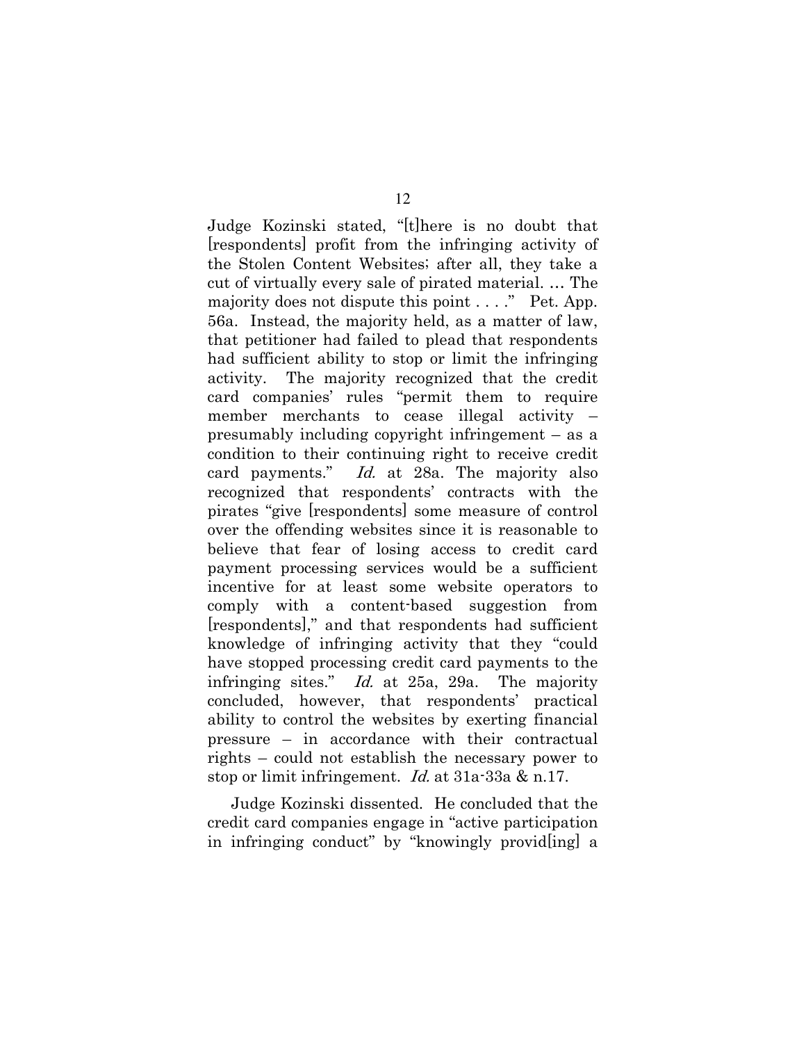Judge Kozinski stated, "[t]here is no doubt that [respondents] profit from the infringing activity of the Stolen Content Websites; after all, they take a cut of virtually every sale of pirated material. … The majority does not dispute this point . . . ." Pet. App. 56a. Instead, the majority held, as a matter of law, that petitioner had failed to plead that respondents had sufficient ability to stop or limit the infringing activity. The majority recognized that the credit card companies' rules "permit them to require member merchants to cease illegal activity – presumably including copyright infringement – as a condition to their continuing right to receive credit card payments." *Id.* at 28a. The majority also recognized that respondents' contracts with the pirates "give [respondents] some measure of control over the offending websites since it is reasonable to believe that fear of losing access to credit card payment processing services would be a sufficient incentive for at least some website operators to comply with a content-based suggestion from [respondents]," and that respondents had sufficient knowledge of infringing activity that they "could have stopped processing credit card payments to the infringing sites." *Id.* at 25a, 29a. The majority concluded, however, that respondents' practical ability to control the websites by exerting financial pressure – in accordance with their contractual rights – could not establish the necessary power to stop or limit infringement. *Id.* at 31a-33a & n.17.

Judge Kozinski dissented. He concluded that the credit card companies engage in "active participation in infringing conduct" by "knowingly provid[ing] a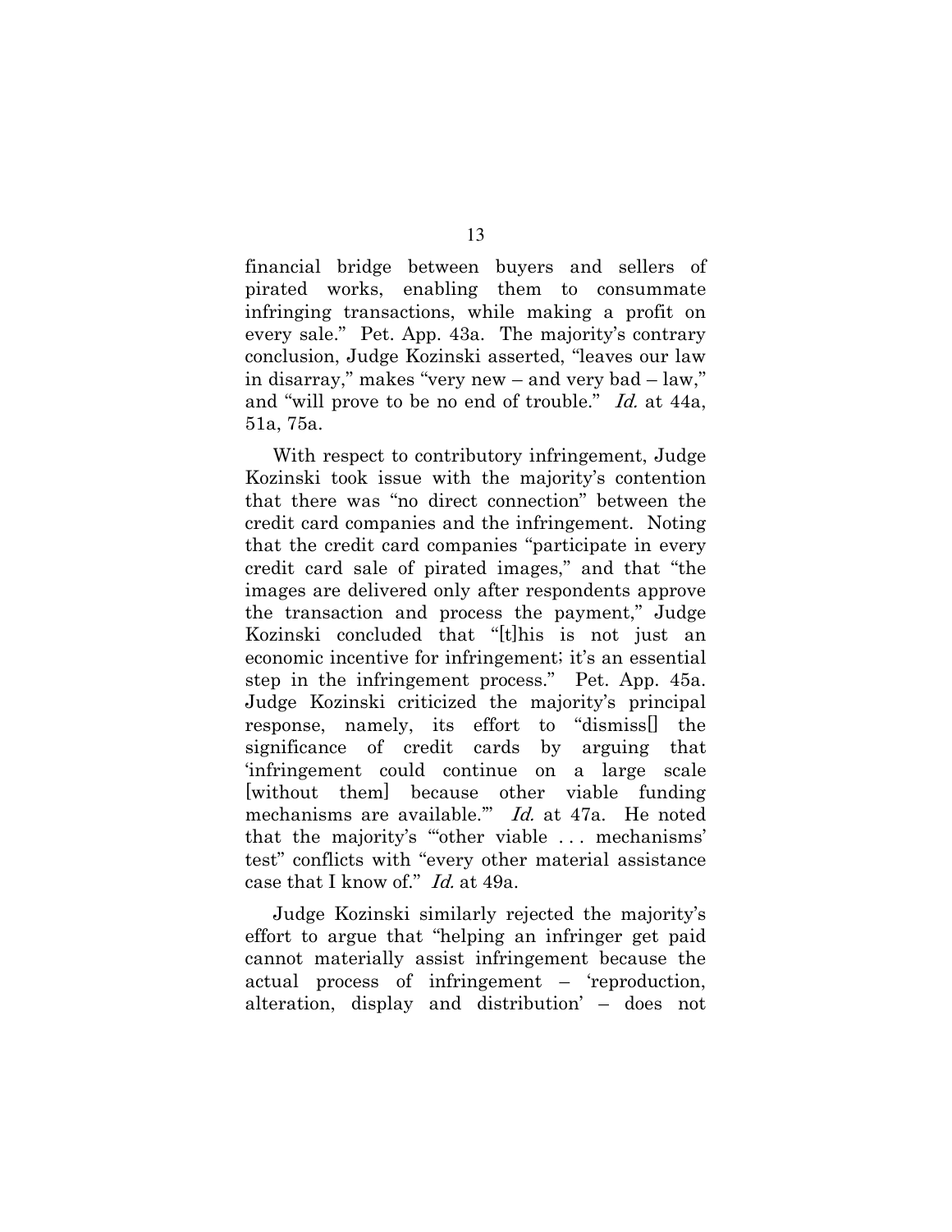financial bridge between buyers and sellers of pirated works, enabling them to consummate infringing transactions, while making a profit on every sale." Pet. App. 43a. The majority's contrary conclusion, Judge Kozinski asserted, "leaves our law in disarray," makes "very new – and very bad – law," and "will prove to be no end of trouble." *Id.* at 44a, 51a, 75a.

With respect to contributory infringement, Judge Kozinski took issue with the majority's contention that there was "no direct connection" between the credit card companies and the infringement. Noting that the credit card companies "participate in every credit card sale of pirated images," and that "the images are delivered only after respondents approve the transaction and process the payment," Judge Kozinski concluded that "[t]his is not just an economic incentive for infringement; it's an essential step in the infringement process." Pet. App. 45a. Judge Kozinski criticized the majority's principal response, namely, its effort to "dismiss[] the significance of credit cards by arguing that 'infringement could continue on a large scale [without them] because other viable funding mechanisms are available.'" *Id.* at 47a. He noted that the majority's "'other viable . . . mechanisms' test" conflicts with "every other material assistance case that I know of." *Id.* at 49a.

Judge Kozinski similarly rejected the majority's effort to argue that "helping an infringer get paid cannot materially assist infringement because the actual process of infringement – 'reproduction, alteration, display and distribution' – does not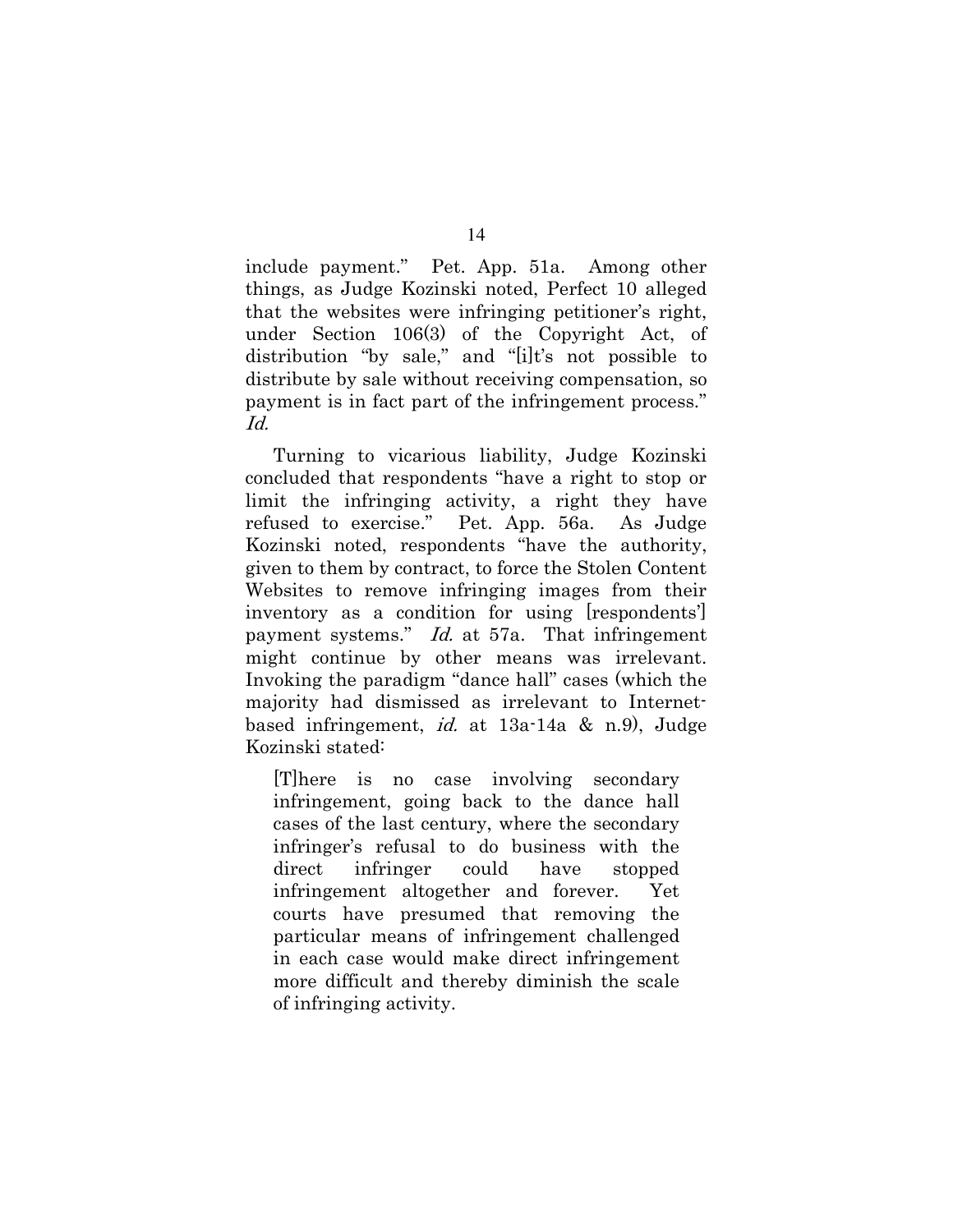include payment." Pet. App. 51a. Among other things, as Judge Kozinski noted, Perfect 10 alleged that the websites were infringing petitioner's right, under Section 106(3) of the Copyright Act, of distribution "by sale," and "[i]t's not possible to distribute by sale without receiving compensation, so payment is in fact part of the infringement process." *Id.*

Turning to vicarious liability, Judge Kozinski concluded that respondents "have a right to stop or limit the infringing activity, a right they have refused to exercise." Pet. App. 56a. As Judge Kozinski noted, respondents "have the authority, given to them by contract, to force the Stolen Content Websites to remove infringing images from their inventory as a condition for using [respondents'] payment systems." *Id.* at 57a. That infringement might continue by other means was irrelevant. Invoking the paradigm "dance hall" cases (which the majority had dismissed as irrelevant to Internet-based infringement, *id.* at 13a-14a & n.9), Judge Kozinski stated:

> [T]here is no case involving secondary infringement, going back to the dance hall cases of the last century, where the secondary infringer's refusal to do business with the direct infringer could have stopped infringement altogether and forever. Yet courts have presumed that removing the particular means of infringement challenged in each case would make direct infringement more difficult and thereby diminish the scale of infringing activity.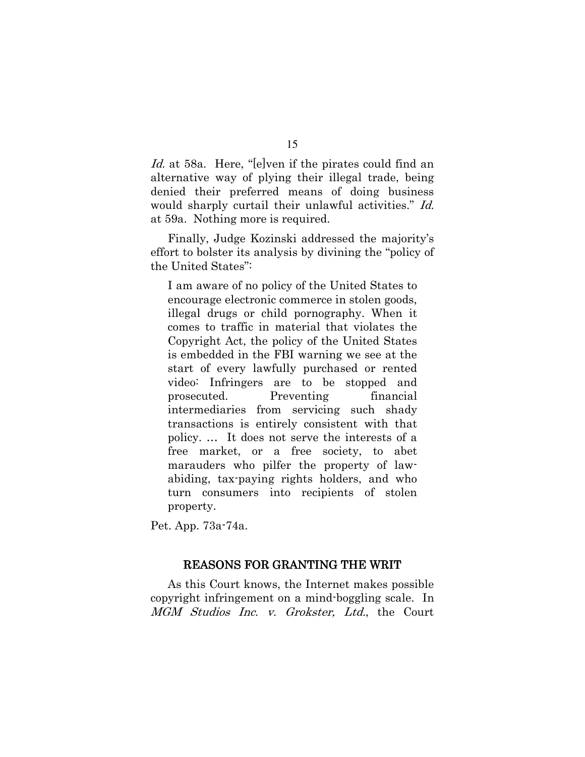*Id.* at 58a. Here, "[e]ven if the pirates could find an alternative way of plying their illegal trade, being denied their preferred means of doing business would sharply curtail their unlawful activities." *Id.* at 59a. Nothing more is required.

Finally, Judge Kozinski addressed the majority's effort to bolster its analysis by divining the "policy of the United States":

> I am aware of no policy of the United States to encourage electronic commerce in stolen goods, illegal drugs or child pornography. When it comes to traffic in material that violates the Copyright Act, the policy of the United States is embedded in the FBI warning we see at the start of every lawfully purchased or rented video: Infringers are to be stopped and prosecuted. Preventing financial intermediaries from servicing such shady transactions is entirely consistent with that policy. … It does not serve the interests of a free market, or a free society, to abet marauders who pilfer the property of law-abiding, tax-paying rights holders, and who turn consumers into recipients of stolen property.

Pet. App. 73a-74a.

## REASONS FOR GRANTING THE WRIT

As this Court knows, the Internet makes possible copyright infringement on a mind-boggling scale. In *MGM Studios Inc. v. Grokster, Ltd.*, the Court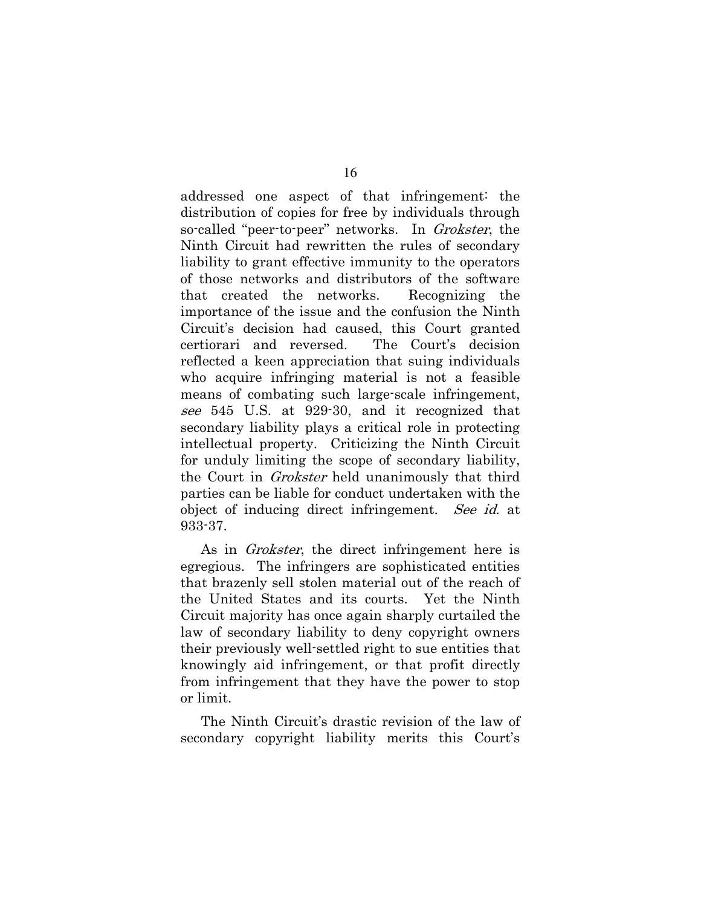addressed one aspect of that infringement: the distribution of copies for free by individuals through so-called "peer-to-peer" networks. In *Grokster*, the Ninth Circuit had rewritten the rules of secondary liability to grant effective immunity to the operators of those networks and distributors of the software that created the networks. Recognizing the importance of the issue and the confusion the Ninth Circuit's decision had caused, this Court granted certiorari and reversed. The Court's decision reflected a keen appreciation that suing individuals who acquire infringing material is not a feasible means of combating such large-scale infringement, *see* 545 U.S. at 929-30, and it recognized that secondary liability plays a critical role in protecting intellectual property. Criticizing the Ninth Circuit for unduly limiting the scope of secondary liability, the Court in *Grokster* held unanimously that third parties can be liable for conduct undertaken with the object of inducing direct infringement. *See id.* at 933-37.

As in *Grokster*, the direct infringement here is egregious. The infringers are sophisticated entities that brazenly sell stolen material out of the reach of the United States and its courts. Yet the Ninth Circuit majority has once again sharply curtailed the law of secondary liability to deny copyright owners their previously well-settled right to sue entities that knowingly aid infringement, or that profit directly from infringement that they have the power to stop or limit.

The Ninth Circuit's drastic revision of the law of secondary copyright liability merits this Court's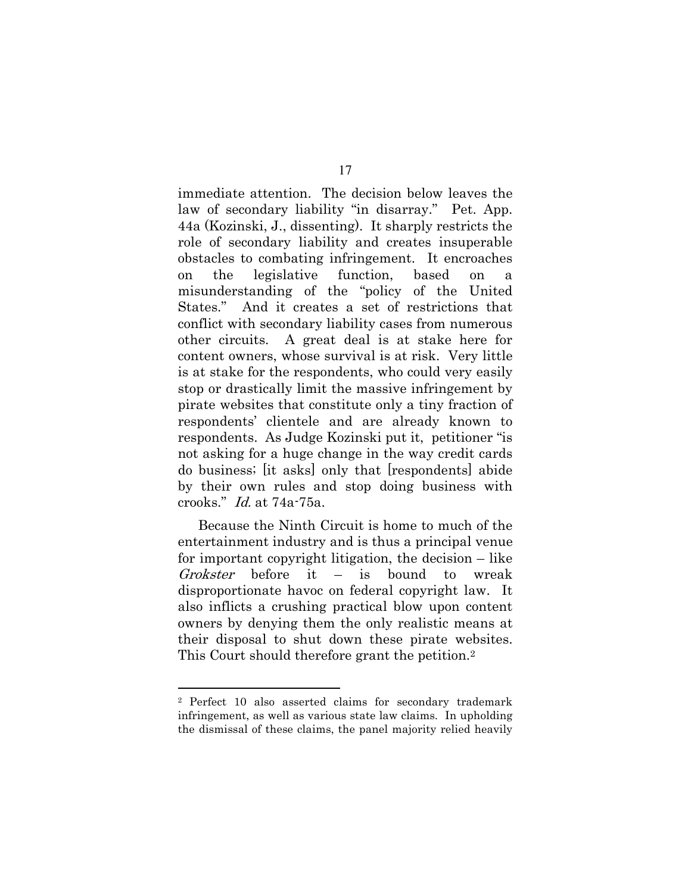immediate attention. The decision below leaves the law of secondary liability "in disarray." Pet. App. 44a (Kozinski, J., dissenting). It sharply restricts the role of secondary liability and creates insuperable obstacles to combating infringement. It encroaches on the legislative function, based on a misunderstanding of the "policy of the United States." And it creates a set of restrictions that conflict with secondary liability cases from numerous other circuits. A great deal is at stake here for content owners, whose survival is at risk. Very little is at stake for the respondents, who could very easily stop or drastically limit the massive infringement by pirate websites that constitute only a tiny fraction of respondents' clientele and are already known to respondents. As Judge Kozinski put it, petitioner "is not asking for a huge change in the way credit cards do business; [it asks] only that [respondents] abide by their own rules and stop doing business with crooks." *Id.* at 74a-75a.

Because the Ninth Circuit is home to much of the entertainment industry and is thus a principal venue for important copyright litigation, the decision – like *Grokster* before it – is bound to wreak disproportionate havoc on federal copyright law. It also inflicts a crushing practical blow upon content owners by denying them the only realistic means at their disposal to shut down these pirate websites. This Court should therefore grant the petition.[2]

---

[2] Perfect 10 also asserted claims for secondary trademark infringement, as well as various state law claims. In upholding the dismissal of these claims, the panel majority relied heavily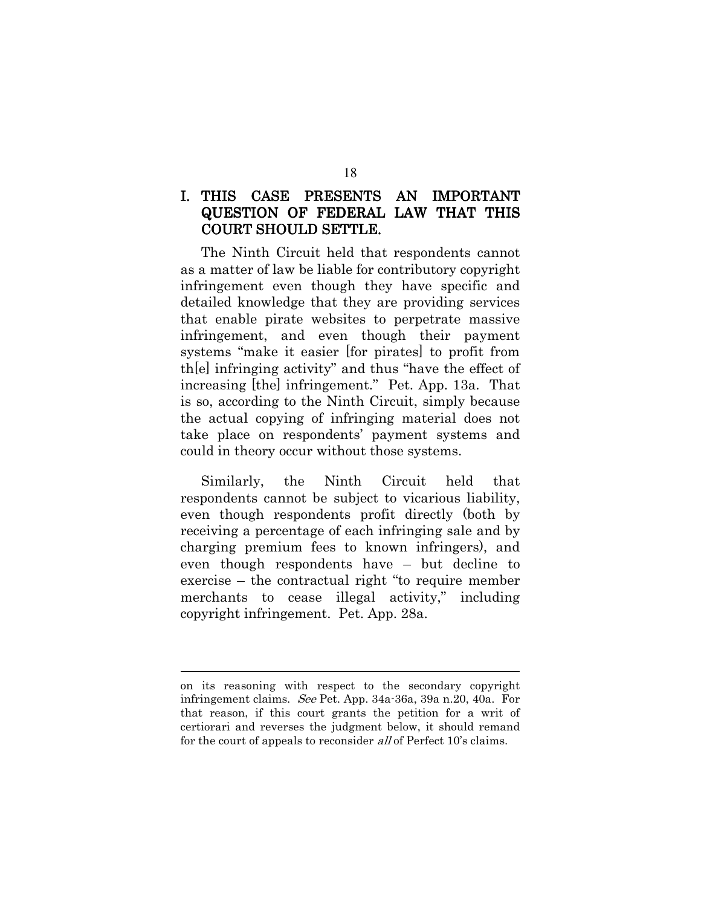## I. THIS CASE PRESENTS AN IMPORTANT QUESTION OF FEDERAL LAW THAT THIS COURT SHOULD SETTLE.

The Ninth Circuit held that respondents cannot as a matter of law be liable for contributory copyright infringement even though they have specific and detailed knowledge that they are providing services that enable pirate websites to perpetrate massive infringement, and even though their payment systems "make it easier [for pirates] to profit from th[e] infringing activity" and thus "have the effect of increasing [the] infringement." Pet. App. 13a. That is so, according to the Ninth Circuit, simply because the actual copying of infringing material does not take place on respondents' payment systems and could in theory occur without those systems.

Similarly, the Ninth Circuit held that respondents cannot be subject to vicarious liability, even though respondents profit directly (both by receiving a percentage of each infringing sale and by charging premium fees to known infringers), and even though respondents have – but decline to exercise – the contractual right "to require member merchants to cease illegal activity," including copyright infringement. Pet. App. 28a.

---

on its reasoning with respect to the secondary copyright infringement claims. *See* Pet. App. 34a-36a, 39a n.20, 40a. For that reason, if this court grants the petition for a writ of certiorari and reverses the judgment below, it should remand for the court of appeals to reconsider *all* of Perfect 10's claims.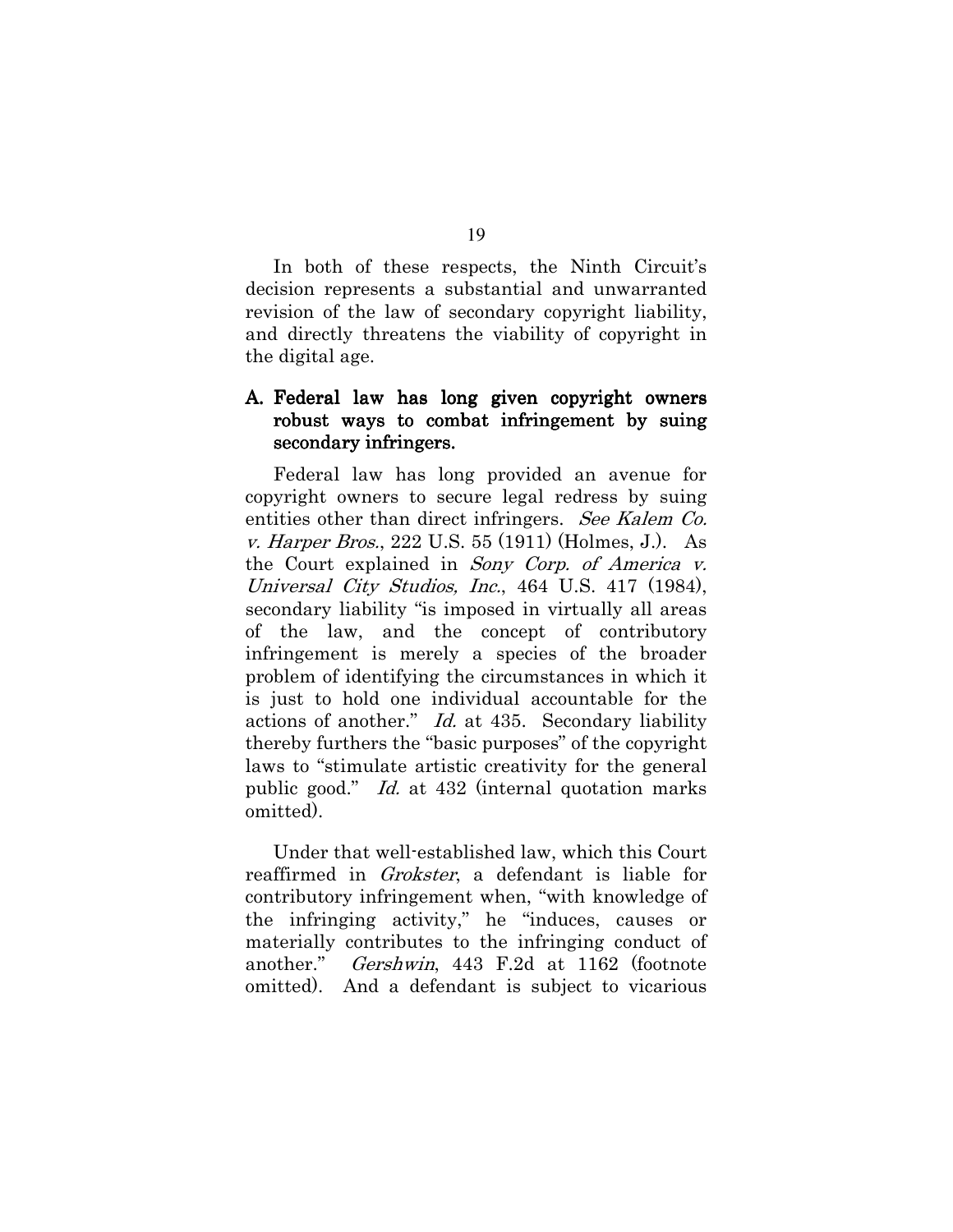In both of these respects, the Ninth Circuit's decision represents a substantial and unwarranted revision of the law of secondary copyright liability, and directly threatens the viability of copyright in the digital age.

### A. Federal law has long given copyright owners robust ways to combat infringement by suing secondary infringers.

Federal law has long provided an avenue for copyright owners to secure legal redress by suing entities other than direct infringers. *See Kalem Co. v. Harper Bros.*, 222 U.S. 55 (1911) (Holmes, J.). As the Court explained in *Sony Corp. of America v. Universal City Studios, Inc.*, 464 U.S. 417 (1984), secondary liability "is imposed in virtually all areas of the law, and the concept of contributory infringement is merely a species of the broader problem of identifying the circumstances in which it is just to hold one individual accountable for the actions of another." *Id.* at 435. Secondary liability thereby furthers the "basic purposes" of the copyright laws to "stimulate artistic creativity for the general public good." *Id.* at 432 (internal quotation marks omitted).

Under that well-established law, which this Court reaffirmed in *Grokster*, a defendant is liable for contributory infringement when, "with knowledge of the infringing activity," he "induces, causes or materially contributes to the infringing conduct of another." *Gershwin*, 443 F.2d at 1162 (footnote omitted). And a defendant is subject to vicarious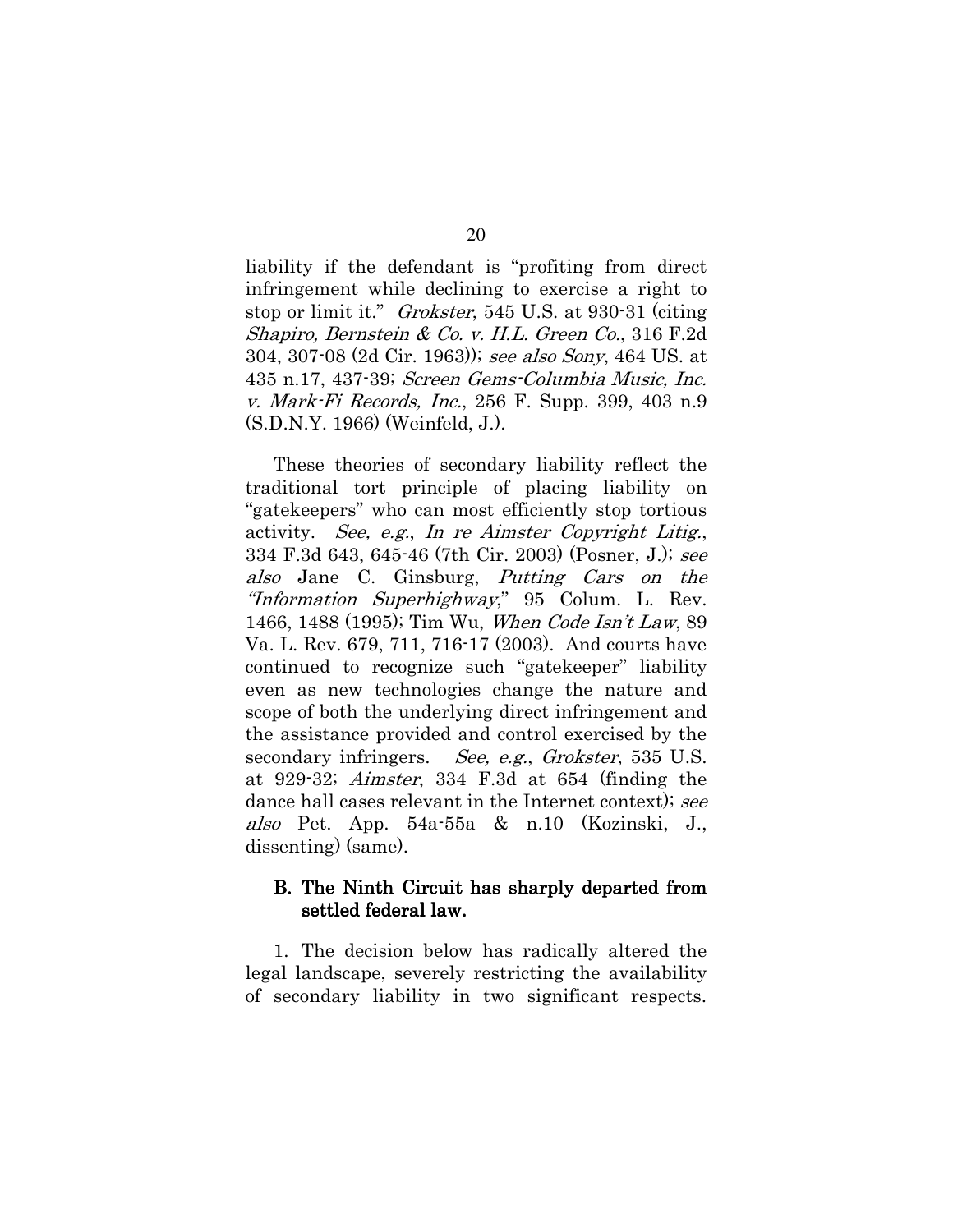liability if the defendant is "profiting from direct infringement while declining to exercise a right to stop or limit it." *Grokster*, 545 U.S. at 930-31 (citing *Shapiro, Bernstein & Co. v. H.L. Green Co.*, 316 F.2d 304, 307-08 (2d Cir. 1963)); *see also Sony*, 464 US. at 435 n.17, 437-39; *Screen Gems-Columbia Music, Inc. v. Mark-Fi Records, Inc.*, 256 F. Supp. 399, 403 n.9 (S.D.N.Y. 1966) (Weinfeld, J.).

These theories of secondary liability reflect the traditional tort principle of placing liability on "gatekeepers" who can most efficiently stop tortious activity. *See, e.g.*, *In re Aimster Copyright Litig.*, 334 F.3d 643, 645-46 (7th Cir. 2003) (Posner, J.); *see also* Jane C. Ginsburg, *Putting Cars on the "Information Superhighway*," 95 Colum. L. Rev. 1466, 1488 (1995); Tim Wu, *When Code Isn't Law*, 89 Va. L. Rev. 679, 711, 716-17 (2003). And courts have continued to recognize such "gatekeeper" liability even as new technologies change the nature and scope of both the underlying direct infringement and the assistance provided and control exercised by the secondary infringers. *See, e.g.*, *Grokster*, 535 U.S. at 929-32; *Aimster*, 334 F.3d at 654 (finding the dance hall cases relevant in the Internet context); *see also* Pet. App. 54a-55a & n.10 (Kozinski, J., dissenting) (same).

### B. The Ninth Circuit has sharply departed from settled federal law.

1. The decision below has radically altered the legal landscape, severely restricting the availability of secondary liability in two significant respects.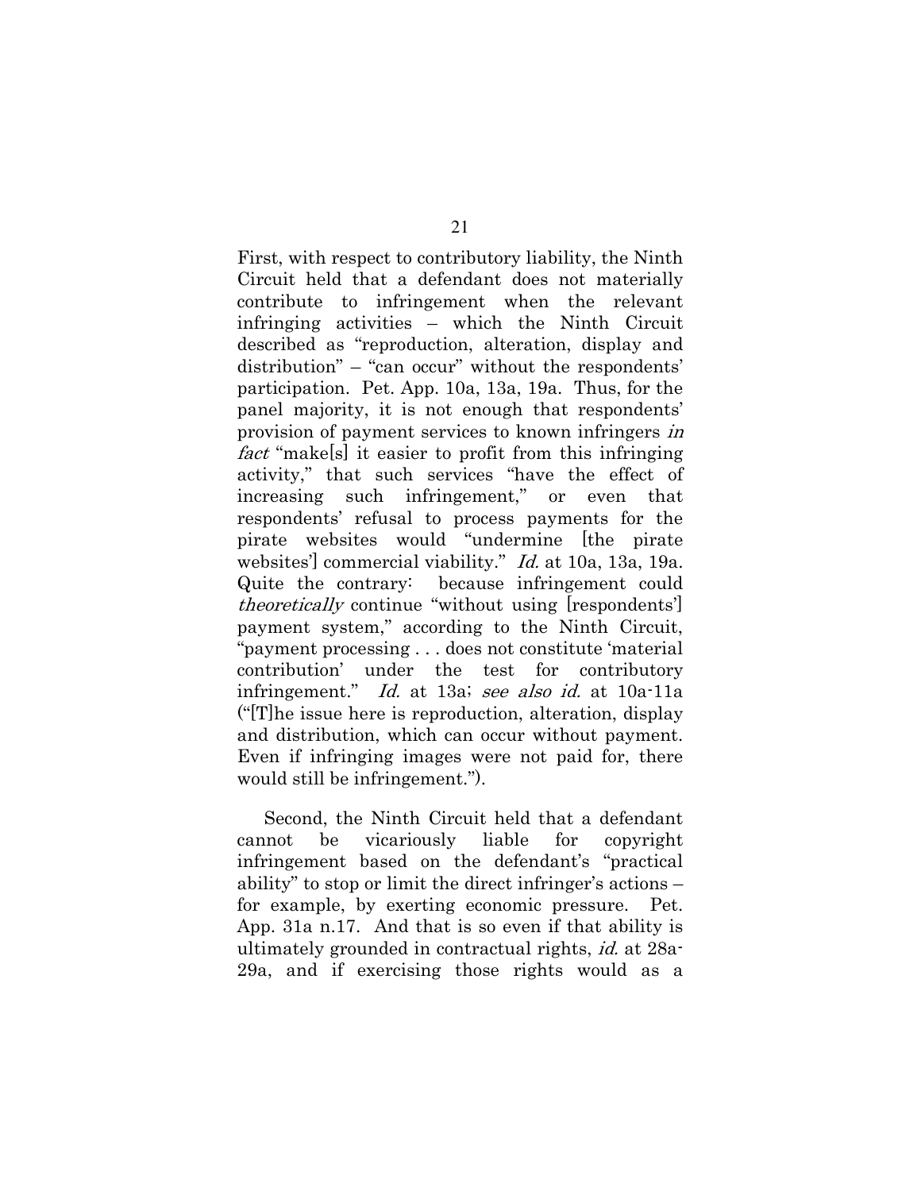First, with respect to contributory liability, the Ninth Circuit held that a defendant does not materially contribute to infringement when the relevant infringing activities – which the Ninth Circuit described as "reproduction, alteration, display and distribution" – "can occur" without the respondents' participation. Pet. App. 10a, 13a, 19a. Thus, for the panel majority, it is not enough that respondents' provision of payment services to known infringers *in fact* "make[s] it easier to profit from this infringing activity," that such services "have the effect of increasing such infringement," or even that respondents' refusal to process payments for the pirate websites would "undermine [the pirate websites'] commercial viability." *Id.* at 10a, 13a, 19a. Quite the contrary: because infringement could *theoretically* continue "without using [respondents'] payment system," according to the Ninth Circuit, "payment processing . . . does not constitute 'material contribution' under the test for contributory infringement." *Id.* at 13a; *see also id.* at 10a-11a ("[T]he issue here is reproduction, alteration, display and distribution, which can occur without payment. Even if infringing images were not paid for, there would still be infringement.").

Second, the Ninth Circuit held that a defendant cannot be vicariously liable for copyright infringement based on the defendant's "practical ability" to stop or limit the direct infringer's actions – for example, by exerting economic pressure. Pet. App. 31a n.17. And that is so even if that ability is ultimately grounded in contractual rights, *id.* at 28a-29a, and if exercising those rights would as a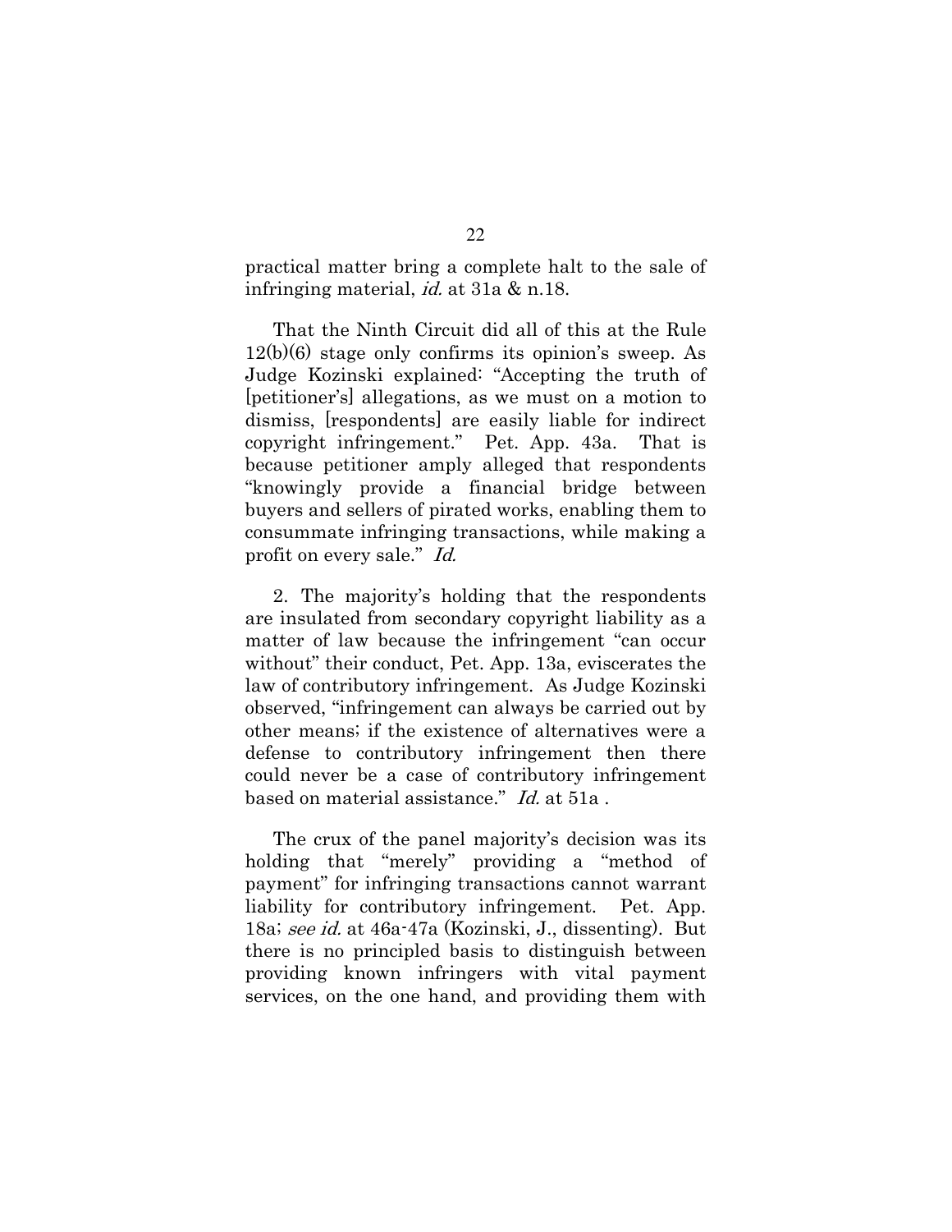practical matter bring a complete halt to the sale of infringing material, *id.* at 31a & n.18.

That the Ninth Circuit did all of this at the Rule 12(b)(6) stage only confirms its opinion's sweep. As Judge Kozinski explained: "Accepting the truth of [petitioner's] allegations, as we must on a motion to dismiss, [respondents] are easily liable for indirect copyright infringement." Pet. App. 43a. That is because petitioner amply alleged that respondents "knowingly provide a financial bridge between buyers and sellers of pirated works, enabling them to consummate infringing transactions, while making a profit on every sale." *Id.*

2. The majority's holding that the respondents are insulated from secondary copyright liability as a matter of law because the infringement "can occur without" their conduct, Pet. App. 13a, eviscerates the law of contributory infringement. As Judge Kozinski observed, "infringement can always be carried out by other means; if the existence of alternatives were a defense to contributory infringement then there could never be a case of contributory infringement based on material assistance." *Id.* at 51a .

The crux of the panel majority's decision was its holding that "merely" providing a "method of payment" for infringing transactions cannot warrant liability for contributory infringement. Pet. App. 18a; *see id.* at 46a-47a (Kozinski, J., dissenting). But there is no principled basis to distinguish between providing known infringers with vital payment services, on the one hand, and providing them with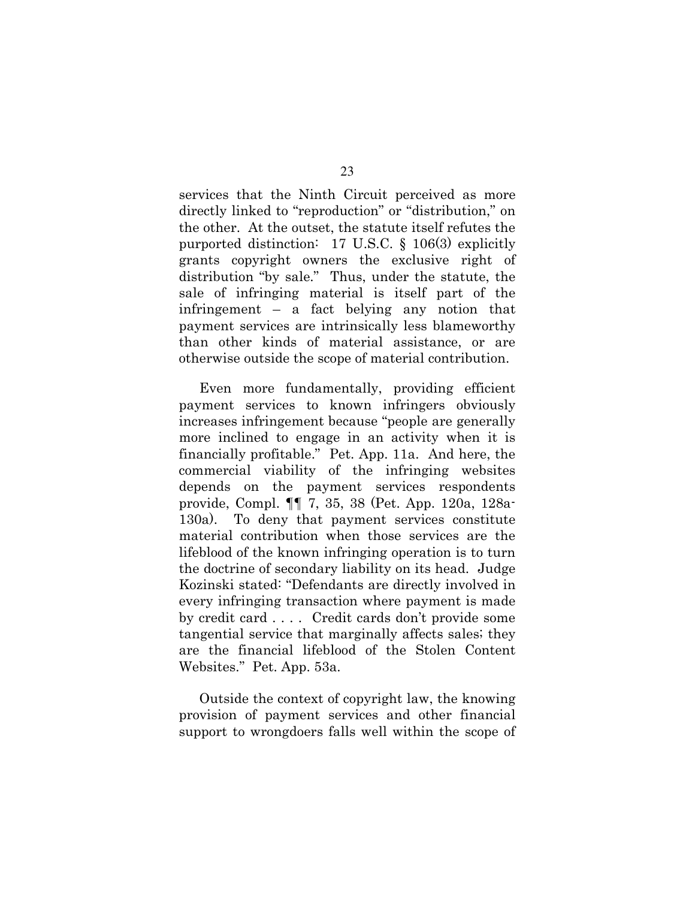services that the Ninth Circuit perceived as more directly linked to "reproduction" or "distribution," on the other. At the outset, the statute itself refutes the purported distinction: 17 U.S.C. § 106(3) explicitly grants copyright owners the exclusive right of distribution "by sale." Thus, under the statute, the sale of infringing material is itself part of the infringement – a fact belying any notion that payment services are intrinsically less blameworthy than other kinds of material assistance, or are otherwise outside the scope of material contribution.

Even more fundamentally, providing efficient payment services to known infringers obviously increases infringement because "people are generally more inclined to engage in an activity when it is financially profitable." Pet. App. 11a. And here, the commercial viability of the infringing websites depends on the payment services respondents provide, Compl. ¶¶ 7, 35, 38 (Pet. App. 120a, 128a-130a). To deny that payment services constitute material contribution when those services are the lifeblood of the known infringing operation is to turn the doctrine of secondary liability on its head. Judge Kozinski stated: "Defendants are directly involved in every infringing transaction where payment is made by credit card . . . . Credit cards don't provide some tangential service that marginally affects sales; they are the financial lifeblood of the Stolen Content Websites." Pet. App. 53a.

Outside the context of copyright law, the knowing provision of payment services and other financial support to wrongdoers falls well within the scope of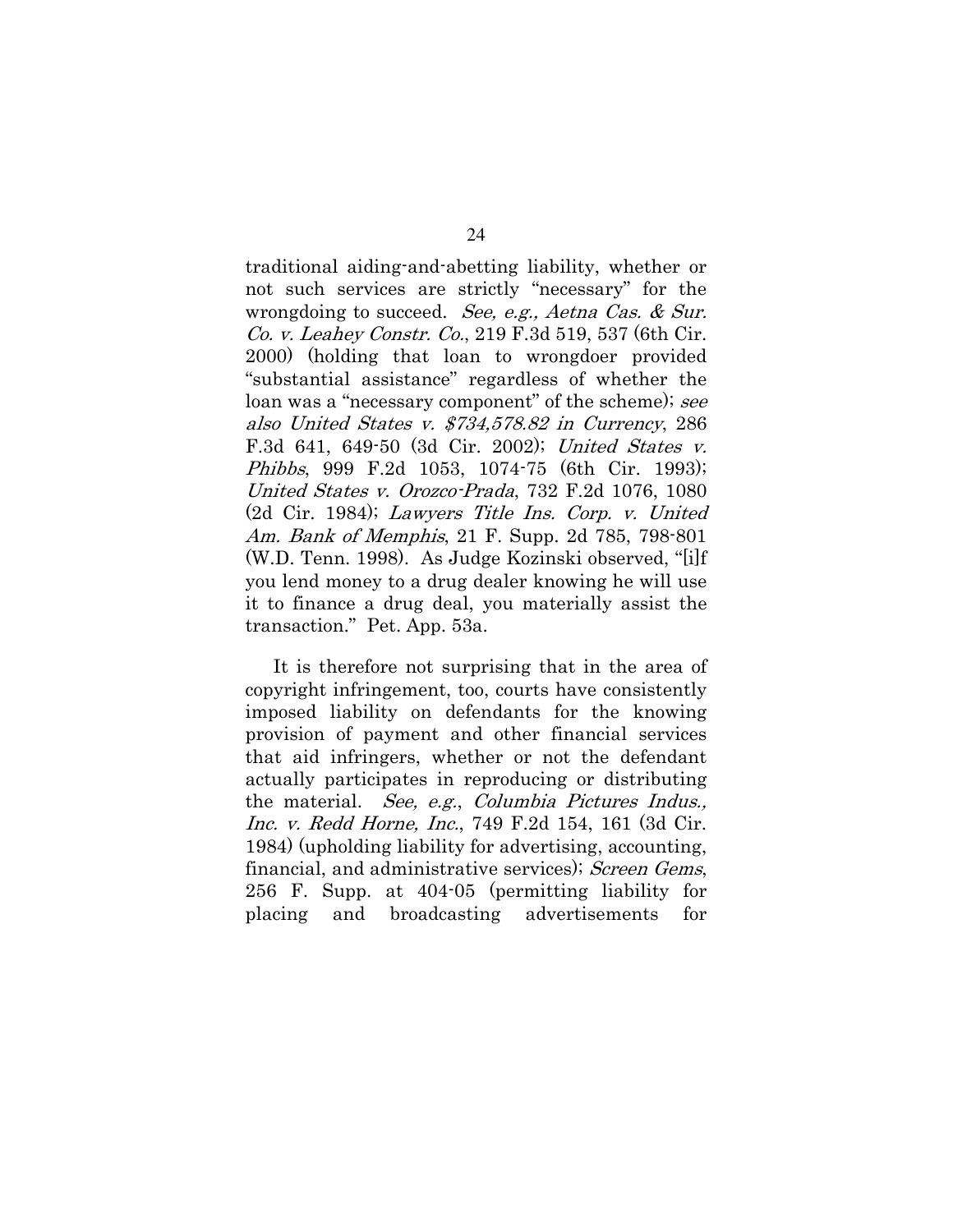traditional aiding-and-abetting liability, whether or not such services are strictly "necessary" for the wrongdoing to succeed. *See, e.g., Aetna Cas. & Sur. Co. v. Leahey Constr. Co.*, 219 F.3d 519, 537 (6th Cir. 2000) (holding that loan to wrongdoer provided "substantial assistance" regardless of whether the loan was a "necessary component" of the scheme); *see also United States v. $734,578.82 in Currency*, 286 F.3d 641, 649-50 (3d Cir. 2002); *United States v. Phibbs*, 999 F.2d 1053, 1074-75 (6th Cir. 1993); *United States v. Orozco-Prada*, 732 F.2d 1076, 1080 (2d Cir. 1984); *Lawyers Title Ins. Corp. v. United Am. Bank of Memphis*, 21 F. Supp. 2d 785, 798-801 (W.D. Tenn. 1998). As Judge Kozinski observed, "[i]f you lend money to a drug dealer knowing he will use it to finance a drug deal, you materially assist the transaction." Pet. App. 53a.

It is therefore not surprising that in the area of copyright infringement, too, courts have consistently imposed liability on defendants for the knowing provision of payment and other financial services that aid infringers, whether or not the defendant actually participates in reproducing or distributing the material. *See, e.g.*, *Columbia Pictures Indus., Inc. v. Redd Horne, Inc.*, 749 F.2d 154, 161 (3d Cir. 1984) (upholding liability for advertising, accounting, financial, and administrative services); *Screen Gems*, 256 F. Supp. at 404-05 (permitting liability for placing and broadcasting advertisements for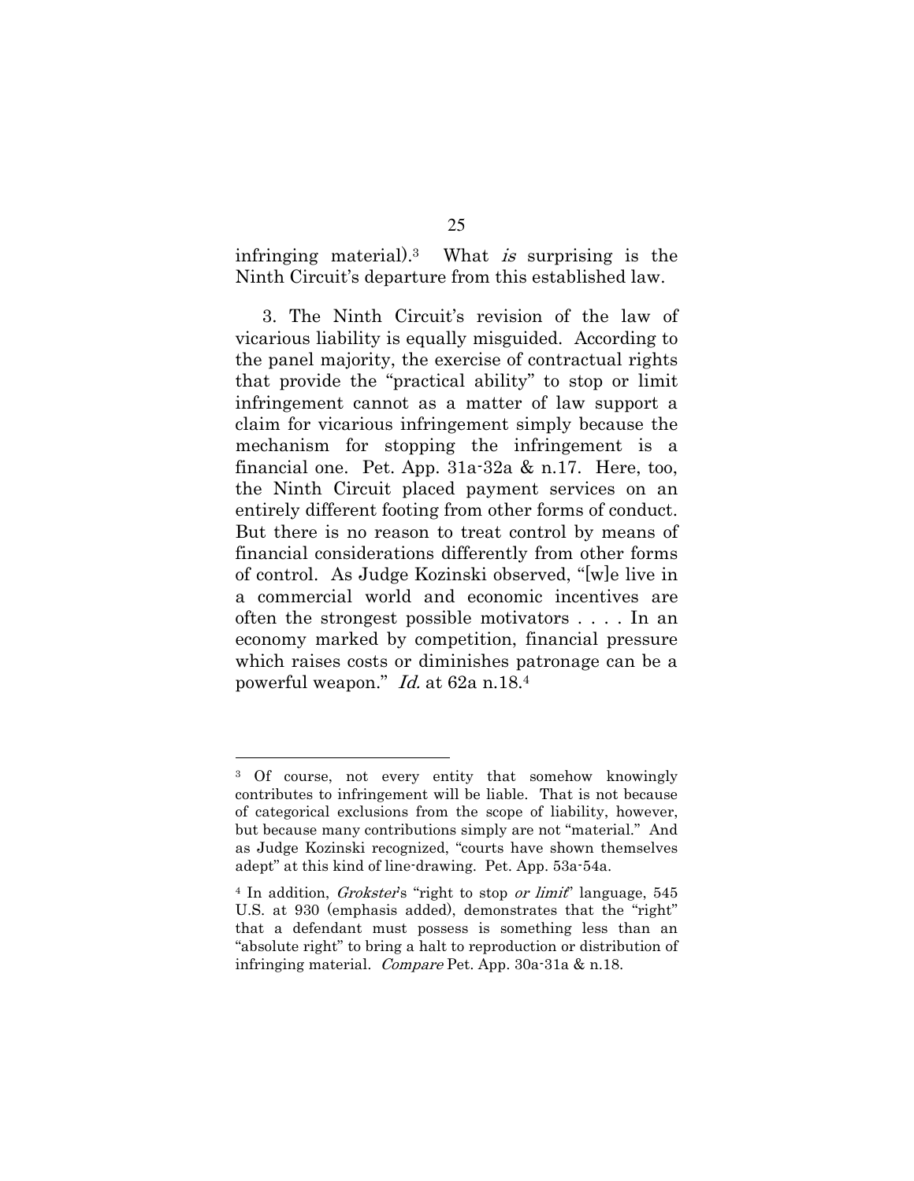infringing material).[3] What *is* surprising is the Ninth Circuit's departure from this established law.

3. The Ninth Circuit's revision of the law of vicarious liability is equally misguided. According to the panel majority, the exercise of contractual rights that provide the "practical ability" to stop or limit infringement cannot as a matter of law support a claim for vicarious infringement simply because the mechanism for stopping the infringement is a financial one. Pet. App. 31a-32a & n.17. Here, too, the Ninth Circuit placed payment services on an entirely different footing from other forms of conduct. But there is no reason to treat control by means of financial considerations differently from other forms of control. As Judge Kozinski observed, "[w]e live in a commercial world and economic incentives are often the strongest possible motivators . . . . In an economy marked by competition, financial pressure which raises costs or diminishes patronage can be a powerful weapon." *Id.* at 62a n.18.[4]

---

[3] Of course, not every entity that somehow knowingly contributes to infringement will be liable. That is not because of categorical exclusions from the scope of liability, however, but because many contributions simply are not "material." And as Judge Kozinski recognized, "courts have shown themselves adept" at this kind of line-drawing. Pet. App. 53a-54a.

[4] In addition, *Grokster*'s "right to stop *or limit*" language, 545 U.S. at 930 (emphasis added), demonstrates that the "right" that a defendant must possess is something less than an "absolute right" to bring a halt to reproduction or distribution of infringing material. *Compare* Pet. App. 30a-31a & n.18.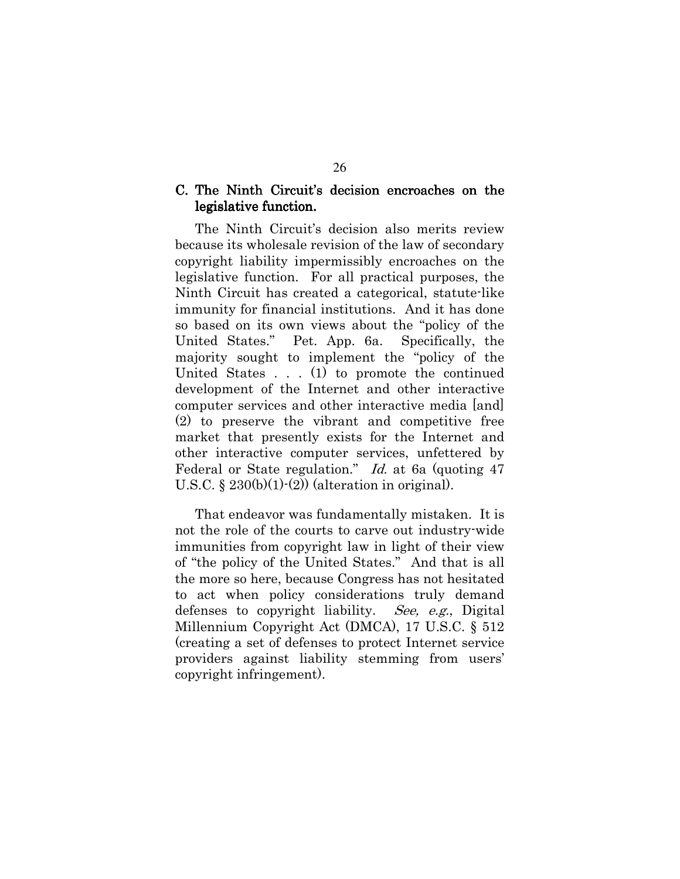### C. The Ninth Circuit's decision encroaches on the legislative function.

The Ninth Circuit's decision also merits review because its wholesale revision of the law of secondary copyright liability impermissibly encroaches on the legislative function. For all practical purposes, the Ninth Circuit has created a categorical, statute-like immunity for financial institutions. And it has done so based on its own views about the "policy of the United States." Pet. App. 6a. Specifically, the majority sought to implement the "policy of the United States . . . (1) to promote the continued development of the Internet and other interactive computer services and other interactive media [and] (2) to preserve the vibrant and competitive free market that presently exists for the Internet and other interactive computer services, unfettered by Federal or State regulation." *Id.* at 6a (quoting 47 U.S.C. § 230(b)(1)-(2)) (alteration in original).

That endeavor was fundamentally mistaken. It is not the role of the courts to carve out industry-wide immunities from copyright law in light of their view of "the policy of the United States." And that is all the more so here, because Congress has not hesitated to act when policy considerations truly demand defenses to copyright liability. *See, e.g.*, Digital Millennium Copyright Act (DMCA), 17 U.S.C. § 512 (creating a set of defenses to protect Internet service providers against liability stemming from users' copyright infringement).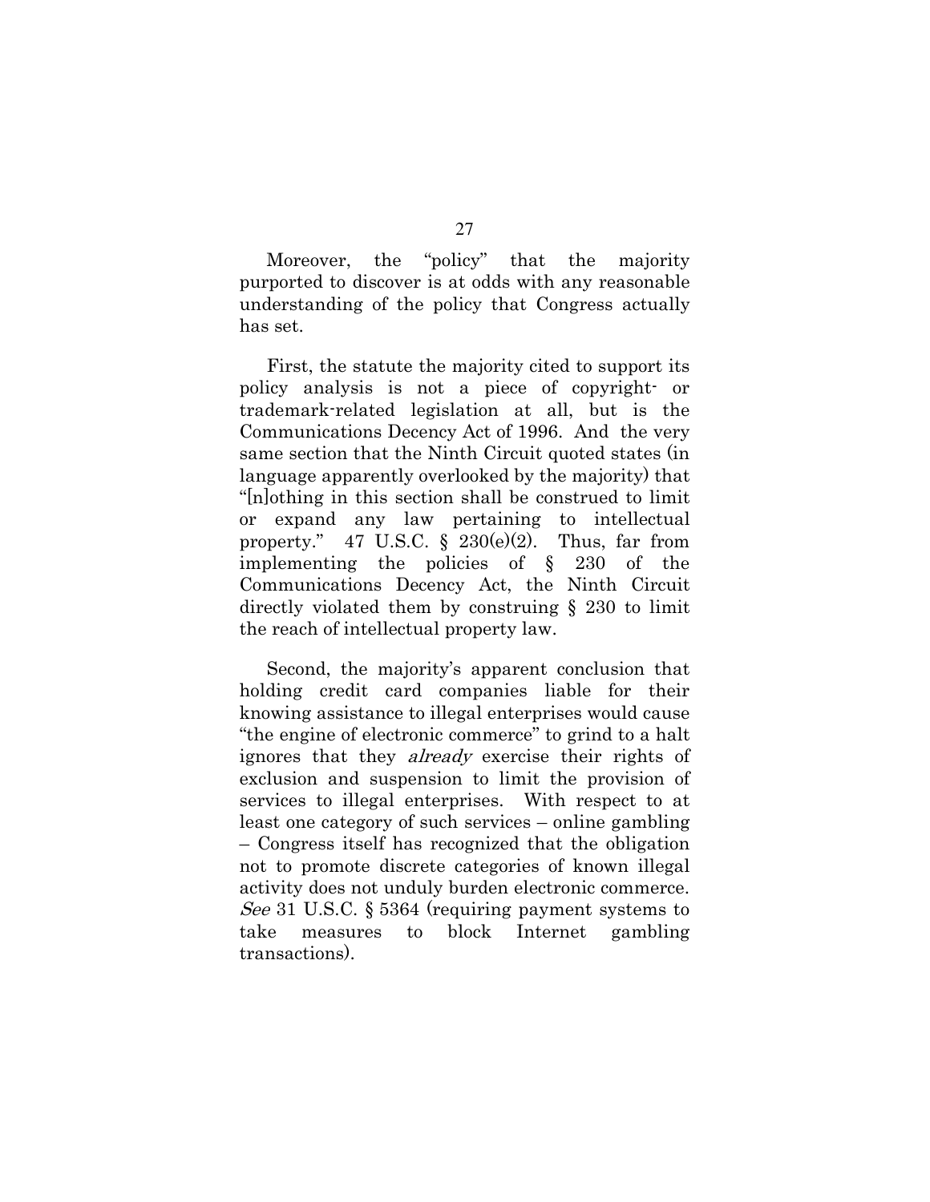Moreover, the "policy" that the majority purported to discover is at odds with any reasonable understanding of the policy that Congress actually has set.

First, the statute the majority cited to support its policy analysis is not a piece of copyright- or trademark-related legislation at all, but is the Communications Decency Act of 1996. And the very same section that the Ninth Circuit quoted states (in language apparently overlooked by the majority) that "[n]othing in this section shall be construed to limit or expand any law pertaining to intellectual property." 47 U.S.C. § 230(e)(2). Thus, far from implementing the policies of § 230 of the Communications Decency Act, the Ninth Circuit directly violated them by construing § 230 to limit the reach of intellectual property law.

Second, the majority's apparent conclusion that holding credit card companies liable for their knowing assistance to illegal enterprises would cause "the engine of electronic commerce" to grind to a halt ignores that they *already* exercise their rights of exclusion and suspension to limit the provision of services to illegal enterprises. With respect to at least one category of such services – online gambling – Congress itself has recognized that the obligation not to promote discrete categories of known illegal activity does not unduly burden electronic commerce. *See* 31 U.S.C. § 5364 (requiring payment systems to take measures to block Internet gambling transactions).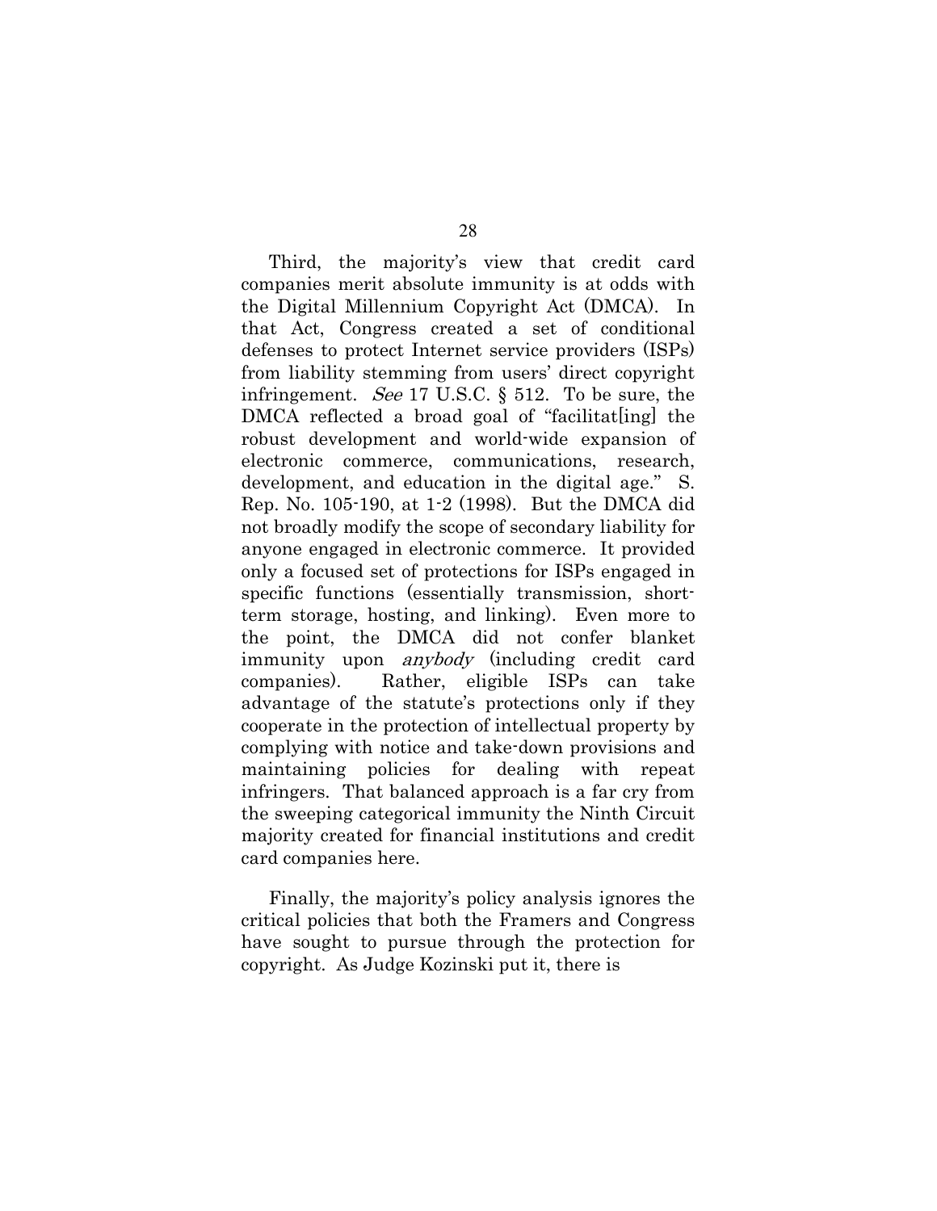Third, the majority's view that credit card companies merit absolute immunity is at odds with the Digital Millennium Copyright Act (DMCA). In that Act, Congress created a set of conditional defenses to protect Internet service providers (ISPs) from liability stemming from users' direct copyright infringement. *See* 17 U.S.C. § 512. To be sure, the DMCA reflected a broad goal of "facilitat[ing] the robust development and world-wide expansion of electronic commerce, communications, research, development, and education in the digital age." S. Rep. No. 105-190, at 1-2 (1998). But the DMCA did not broadly modify the scope of secondary liability for anyone engaged in electronic commerce. It provided only a focused set of protections for ISPs engaged in specific functions (essentially transmission, short-term storage, hosting, and linking). Even more to the point, the DMCA did not confer blanket immunity upon *anybody* (including credit card companies). Rather, eligible ISPs can take advantage of the statute's protections only if they cooperate in the protection of intellectual property by complying with notice and take-down provisions and maintaining policies for dealing with repeat infringers. That balanced approach is a far cry from the sweeping categorical immunity the Ninth Circuit majority created for financial institutions and credit card companies here.

Finally, the majority's policy analysis ignores the critical policies that both the Framers and Congress have sought to pursue through the protection for copyright. As Judge Kozinski put it, there is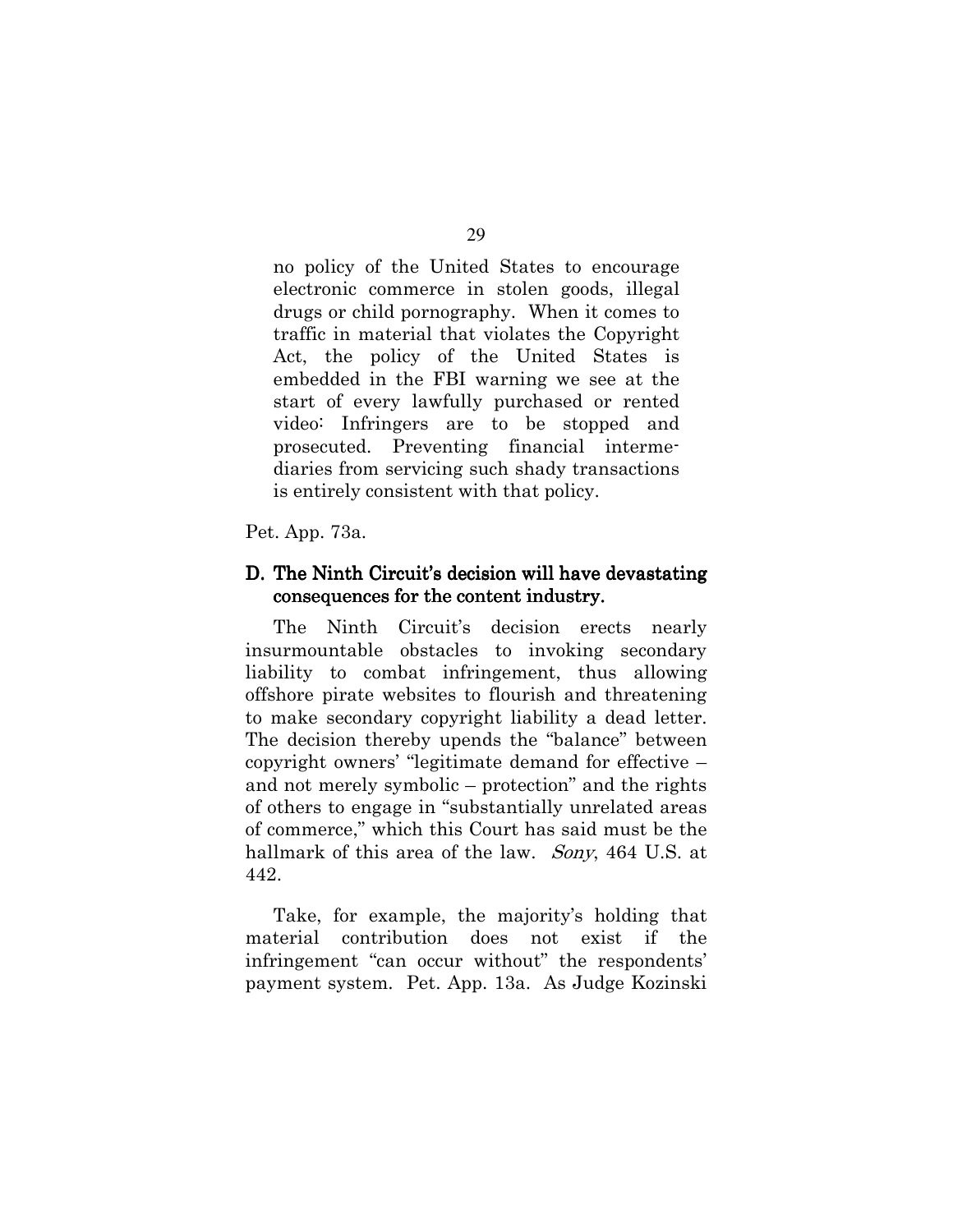> no policy of the United States to encourage electronic commerce in stolen goods, illegal drugs or child pornography. When it comes to traffic in material that violates the Copyright Act, the policy of the United States is embedded in the FBI warning we see at the start of every lawfully purchased or rented video: Infringers are to be stopped and prosecuted. Preventing financial intermediaries from servicing such shady transactions is entirely consistent with that policy.

Pet. App. 73a.

### D. The Ninth Circuit's decision will have devastating consequences for the content industry.

The Ninth Circuit's decision erects nearly insurmountable obstacles to invoking secondary liability to combat infringement, thus allowing offshore pirate websites to flourish and threatening to make secondary copyright liability a dead letter. The decision thereby upends the "balance" between copyright owners' "legitimate demand for effective – and not merely symbolic – protection" and the rights of others to engage in "substantially unrelated areas of commerce," which this Court has said must be the hallmark of this area of the law. *Sony*, 464 U.S. at 442.

Take, for example, the majority's holding that material contribution does not exist if the infringement "can occur without" the respondents' payment system. Pet. App. 13a. As Judge Kozinski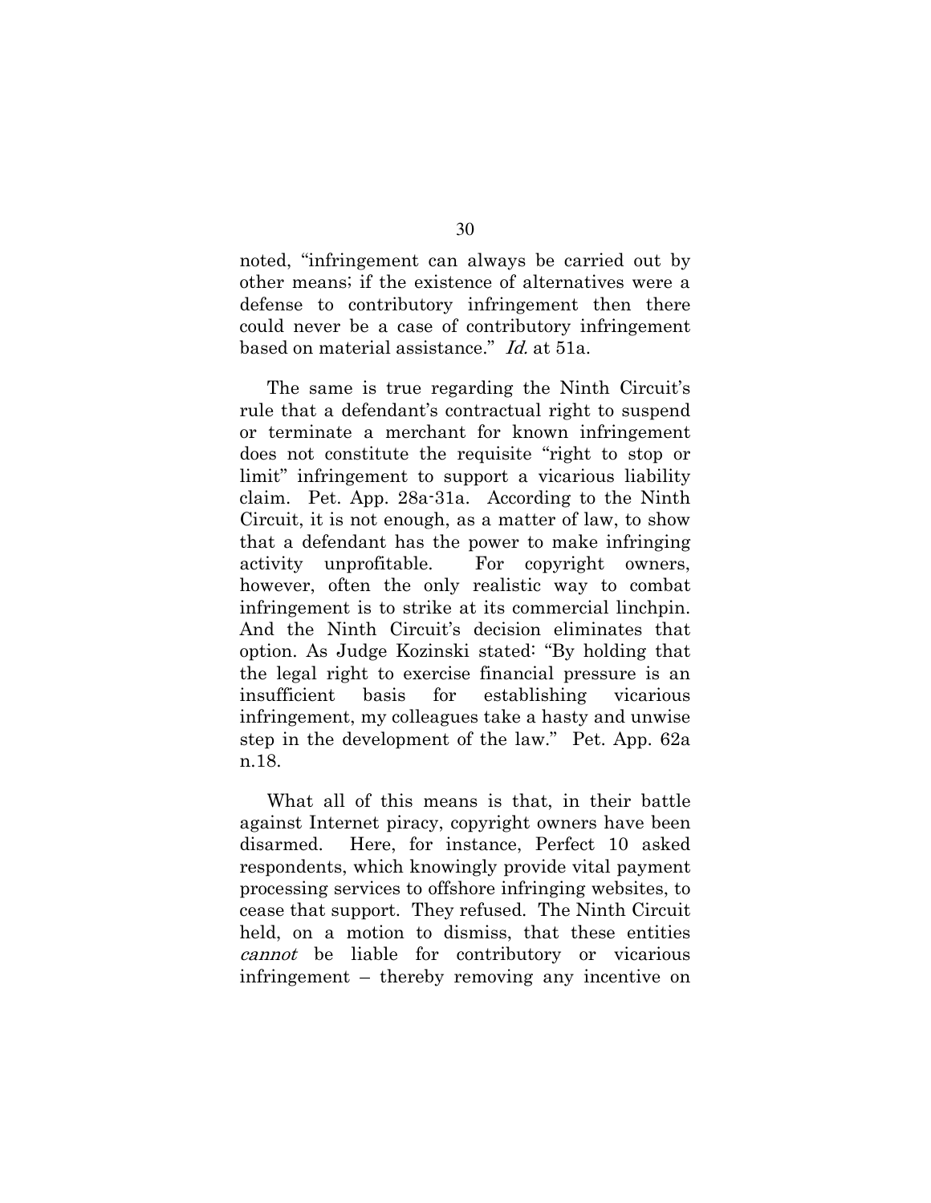noted, "infringement can always be carried out by other means; if the existence of alternatives were a defense to contributory infringement then there could never be a case of contributory infringement based on material assistance." *Id.* at 51a.

The same is true regarding the Ninth Circuit's rule that a defendant's contractual right to suspend or terminate a merchant for known infringement does not constitute the requisite "right to stop or limit" infringement to support a vicarious liability claim. Pet. App. 28a-31a. According to the Ninth Circuit, it is not enough, as a matter of law, to show that a defendant has the power to make infringing activity unprofitable. For copyright owners, however, often the only realistic way to combat infringement is to strike at its commercial linchpin. And the Ninth Circuit's decision eliminates that option. As Judge Kozinski stated: "By holding that the legal right to exercise financial pressure is an insufficient basis for establishing vicarious infringement, my colleagues take a hasty and unwise step in the development of the law." Pet. App. 62a n.18.

What all of this means is that, in their battle against Internet piracy, copyright owners have been disarmed. Here, for instance, Perfect 10 asked respondents, which knowingly provide vital payment processing services to offshore infringing websites, to cease that support. They refused. The Ninth Circuit held, on a motion to dismiss, that these entities *cannot* be liable for contributory or vicarious infringement – thereby removing any incentive on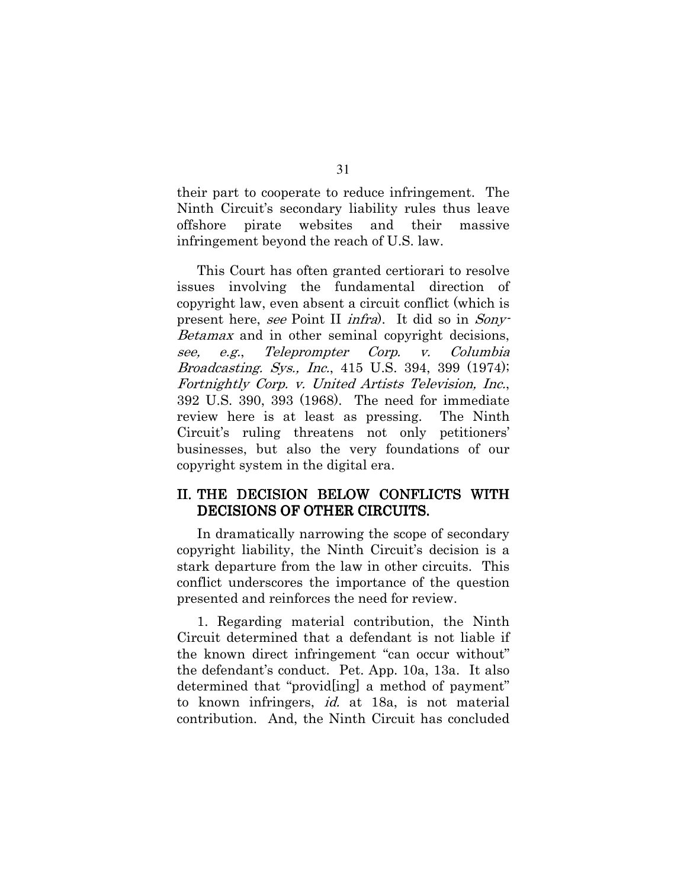their part to cooperate to reduce infringement. The Ninth Circuit's secondary liability rules thus leave offshore pirate websites and their massive infringement beyond the reach of U.S. law.

This Court has often granted certiorari to resolve issues involving the fundamental direction of copyright law, even absent a circuit conflict (which is present here, *see* Point II *infra*). It did so in *Sony-Betamax* and in other seminal copyright decisions, *see, e.g.*, *Teleprompter Corp. v. Columbia Broadcasting. Sys., Inc.*, 415 U.S. 394, 399 (1974); *Fortnightly Corp. v. United Artists Television, Inc.*, 392 U.S. 390, 393 (1968). The need for immediate review here is at least as pressing. The Ninth Circuit's ruling threatens not only petitioners' businesses, but also the very foundations of our copyright system in the digital era.

## II. THE DECISION BELOW CONFLICTS WITH DECISIONS OF OTHER CIRCUITS.

In dramatically narrowing the scope of secondary copyright liability, the Ninth Circuit's decision is a stark departure from the law in other circuits. This conflict underscores the importance of the question presented and reinforces the need for review.

1. Regarding material contribution, the Ninth Circuit determined that a defendant is not liable if the known direct infringement "can occur without" the defendant's conduct. Pet. App. 10a, 13a. It also determined that "provid[ing] a method of payment" to known infringers, *id.* at 18a, is not material contribution. And, the Ninth Circuit has concluded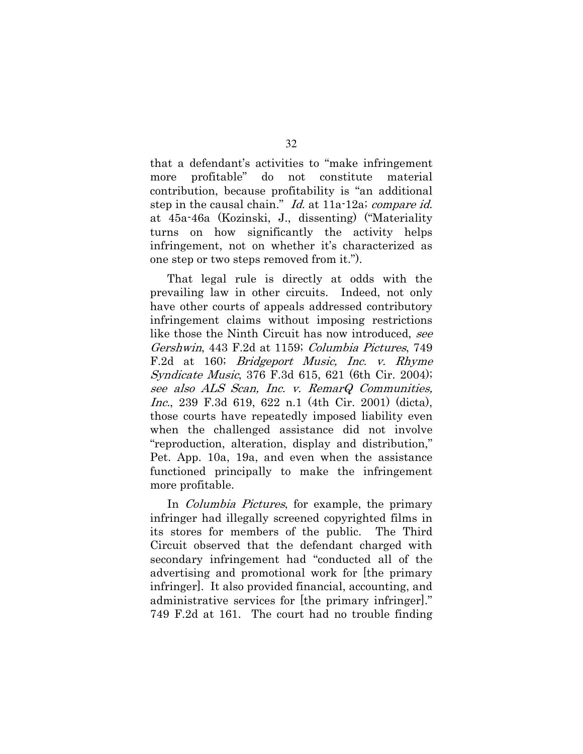that a defendant's activities to "make infringement more profitable" do not constitute material contribution, because profitability is "an additional step in the causal chain." *Id.* at 11a-12a; *compare id.* at 45a-46a (Kozinski, J., dissenting) ("Materiality turns on how significantly the activity helps infringement, not on whether it's characterized as one step or two steps removed from it.").

That legal rule is directly at odds with the prevailing law in other circuits. Indeed, not only have other courts of appeals addressed contributory infringement claims without imposing restrictions like those the Ninth Circuit has now introduced, *see Gershwin*, 443 F.2d at 1159; *Columbia Pictures*, 749 F.2d at 160; *Bridgeport Music, Inc. v. Rhyme Syndicate Music*, 376 F.3d 615, 621 (6th Cir. 2004); *see also ALS Scan, Inc. v. RemarQ Communities, Inc.*, 239 F.3d 619, 622 n.1 (4th Cir. 2001) (dicta), those courts have repeatedly imposed liability even when the challenged assistance did not involve "reproduction, alteration, display and distribution," Pet. App. 10a, 19a, and even when the assistance functioned principally to make the infringement more profitable.

In *Columbia Pictures*, for example, the primary infringer had illegally screened copyrighted films in its stores for members of the public. The Third Circuit observed that the defendant charged with secondary infringement had "conducted all of the advertising and promotional work for [the primary infringer]. It also provided financial, accounting, and administrative services for [the primary infringer]." 749 F.2d at 161. The court had no trouble finding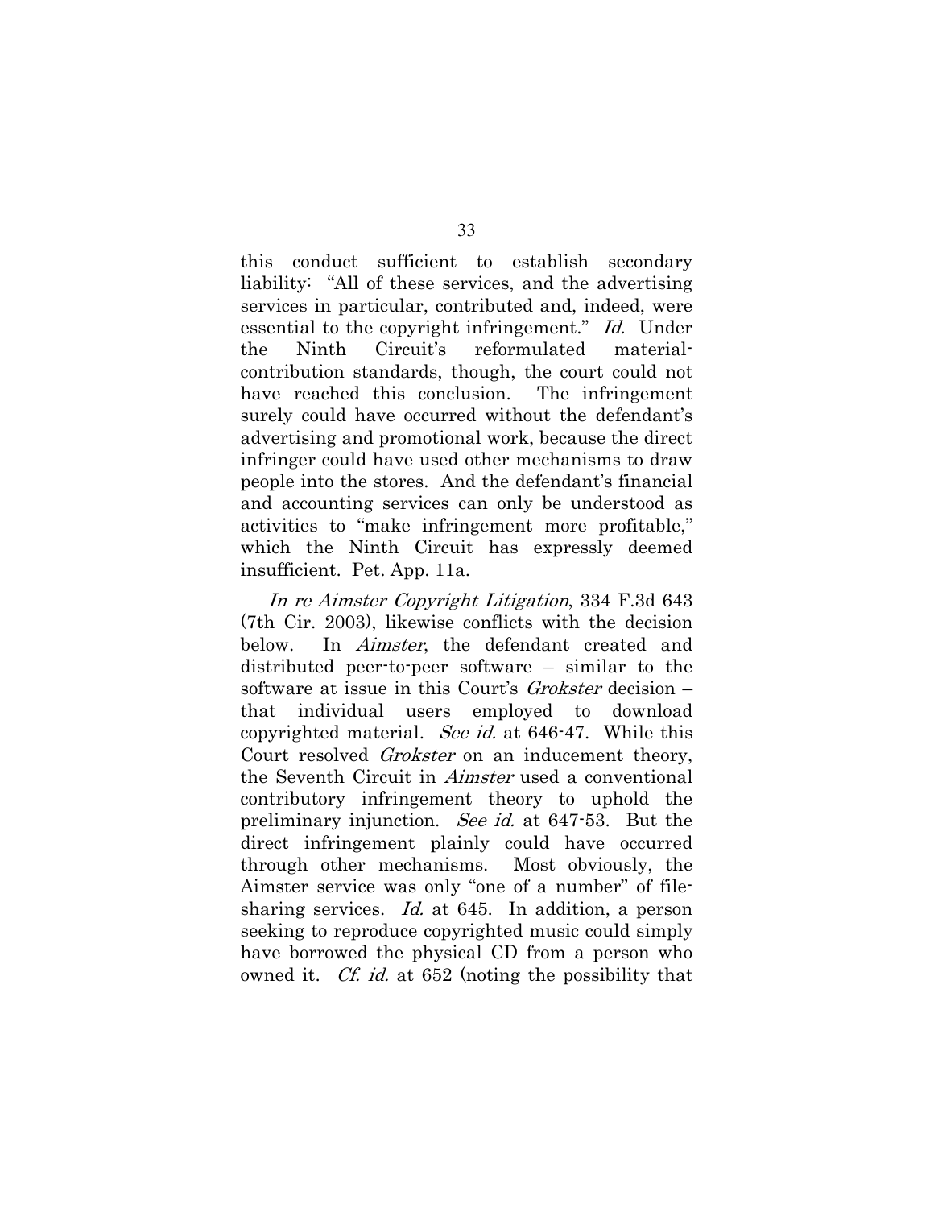this conduct sufficient to establish secondary liability: "All of these services, and the advertising services in particular, contributed and, indeed, were essential to the copyright infringement." *Id.* Under the Ninth Circuit's reformulated material-contribution standards, though, the court could not have reached this conclusion. The infringement surely could have occurred without the defendant's advertising and promotional work, because the direct infringer could have used other mechanisms to draw people into the stores. And the defendant's financial and accounting services can only be understood as activities to "make infringement more profitable," which the Ninth Circuit has expressly deemed insufficient. Pet. App. 11a.

*In re Aimster Copyright Litigation*, 334 F.3d 643 (7th Cir. 2003), likewise conflicts with the decision below. In *Aimster*, the defendant created and distributed peer-to-peer software – similar to the software at issue in this Court's *Grokster* decision – that individual users employed to download copyrighted material. *See id.* at 646-47. While this Court resolved *Grokster* on an inducement theory, the Seventh Circuit in *Aimster* used a conventional contributory infringement theory to uphold the preliminary injunction. *See id.* at 647-53. But the direct infringement plainly could have occurred through other mechanisms. Most obviously, the Aimster service was only "one of a number" of file-sharing services. *Id.* at 645. In addition, a person seeking to reproduce copyrighted music could simply have borrowed the physical CD from a person who owned it. *Cf. id.* at 652 (noting the possibility that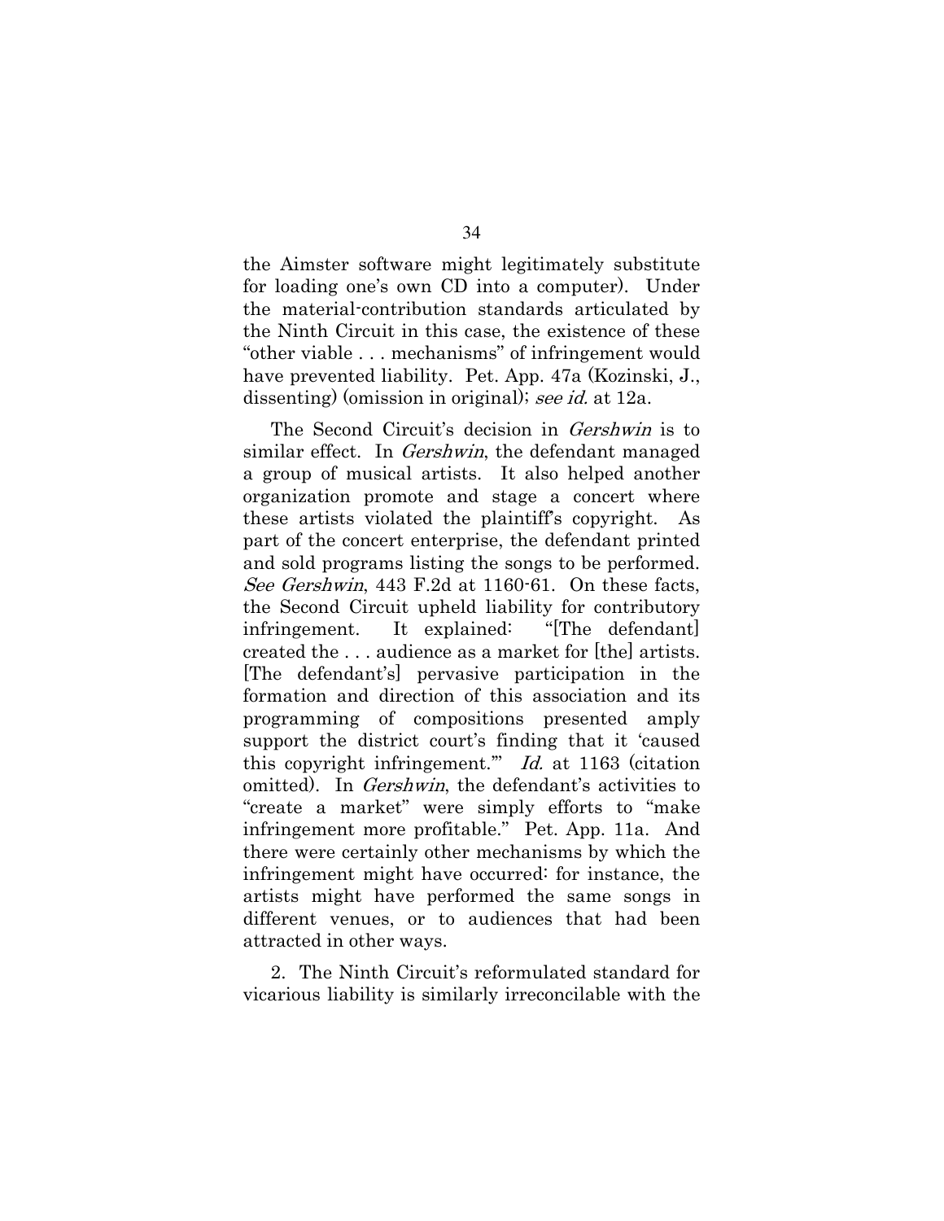the Aimster software might legitimately substitute for loading one's own CD into a computer). Under the material-contribution standards articulated by the Ninth Circuit in this case, the existence of these "other viable . . . mechanisms" of infringement would have prevented liability. Pet. App. 47a (Kozinski, J., dissenting) (omission in original); *see id.* at 12a.

The Second Circuit's decision in *Gershwin* is to similar effect. In *Gershwin*, the defendant managed a group of musical artists. It also helped another organization promote and stage a concert where these artists violated the plaintiff's copyright. As part of the concert enterprise, the defendant printed and sold programs listing the songs to be performed. *See Gershwin*, 443 F.2d at 1160-61. On these facts, the Second Circuit upheld liability for contributory infringement. It explained: "[The defendant] created the . . . audience as a market for [the] artists. [The defendant's] pervasive participation in the formation and direction of this association and its programming of compositions presented amply support the district court's finding that it 'caused this copyright infringement.'" *Id.* at 1163 (citation omitted). In *Gershwin*, the defendant's activities to "create a market" were simply efforts to "make infringement more profitable." Pet. App. 11a. And there were certainly other mechanisms by which the infringement might have occurred: for instance, the artists might have performed the same songs in different venues, or to audiences that had been attracted in other ways.

2. The Ninth Circuit's reformulated standard for vicarious liability is similarly irreconcilable with the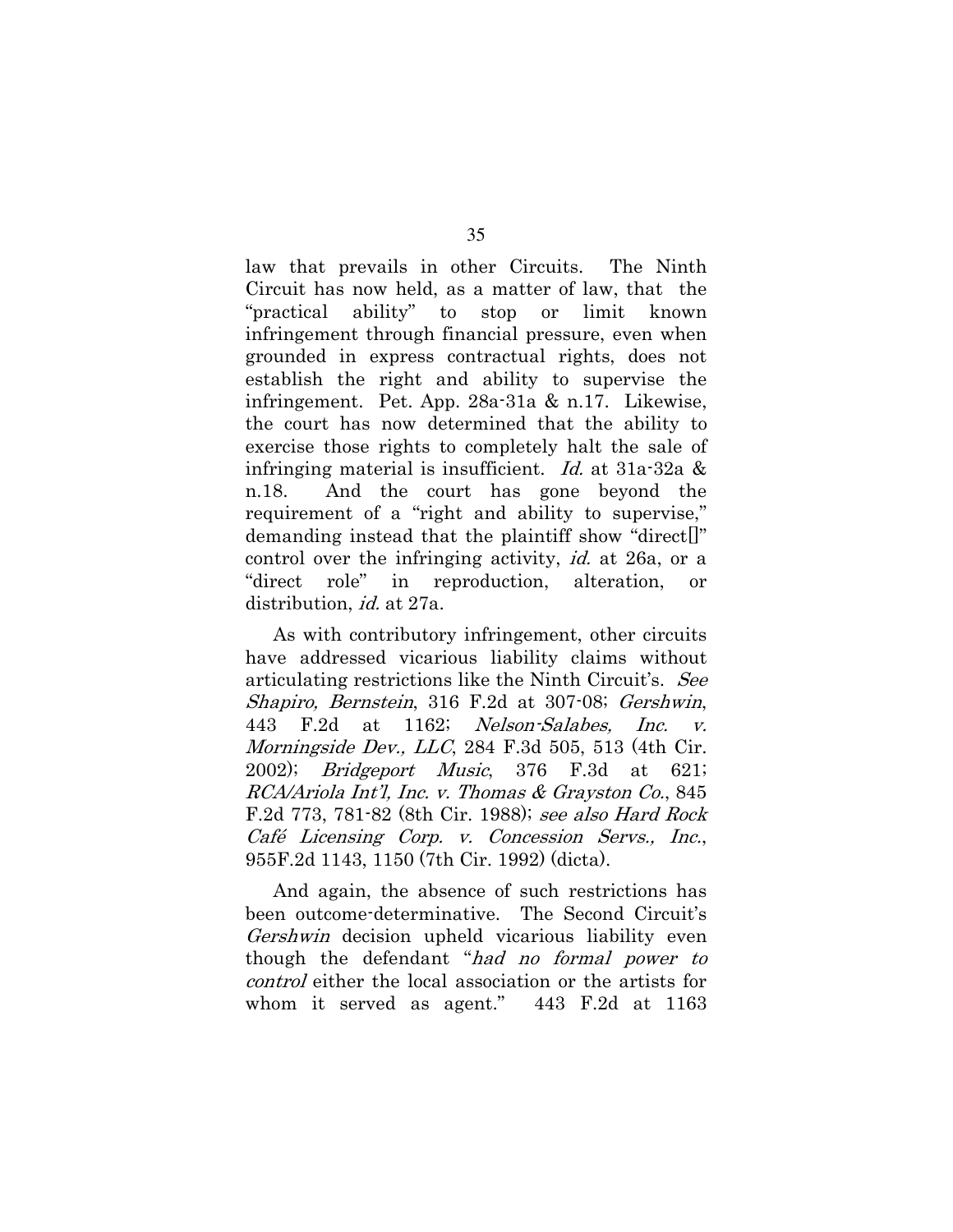law that prevails in other Circuits. The Ninth Circuit has now held, as a matter of law, that the "practical ability" to stop or limit known infringement through financial pressure, even when grounded in express contractual rights, does not establish the right and ability to supervise the infringement. Pet. App. 28a-31a & n.17. Likewise, the court has now determined that the ability to exercise those rights to completely halt the sale of infringing material is insufficient. *Id.* at 31a-32a & n.18. And the court has gone beyond the requirement of a "right and ability to supervise," demanding instead that the plaintiff show "direct[]" control over the infringing activity, *id.* at 26a, or a "direct role" in reproduction, alteration, or distribution, *id.* at 27a.

As with contributory infringement, other circuits have addressed vicarious liability claims without articulating restrictions like the Ninth Circuit's. *See Shapiro, Bernstein*, 316 F.2d at 307-08; *Gershwin*, 443 F.2d at 1162; *Nelson-Salabes, Inc. v. Morningside Dev., LLC*, 284 F.3d 505, 513 (4th Cir. 2002); *Bridgeport Music*, 376 F.3d at 621; *RCA/Ariola Int'l, Inc. v. Thomas & Grayston Co.*, 845 F.2d 773, 781-82 (8th Cir. 1988); *see also Hard Rock Café Licensing Corp. v. Concession Servs., Inc.*, 955F.2d 1143, 1150 (7th Cir. 1992) (dicta).

And again, the absence of such restrictions has been outcome-determinative. The Second Circuit's *Gershwin* decision upheld vicarious liability even though the defendant "*had no formal power to control* either the local association or the artists for whom it served as agent." 443 F.2d at 1163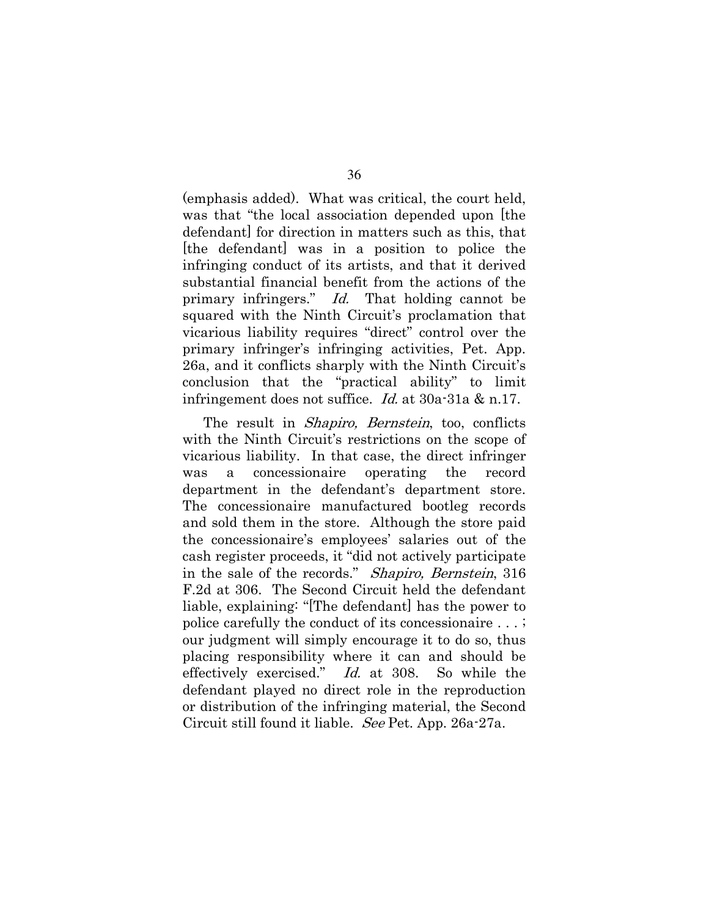(emphasis added). What was critical, the court held, was that "the local association depended upon [the defendant] for direction in matters such as this, that [the defendant] was in a position to police the infringing conduct of its artists, and that it derived substantial financial benefit from the actions of the primary infringers." *Id.* That holding cannot be squared with the Ninth Circuit's proclamation that vicarious liability requires "direct" control over the primary infringer's infringing activities, Pet. App. 26a, and it conflicts sharply with the Ninth Circuit's conclusion that the "practical ability" to limit infringement does not suffice. *Id.* at 30a-31a & n.17.

The result in *Shapiro, Bernstein*, too, conflicts with the Ninth Circuit's restrictions on the scope of vicarious liability. In that case, the direct infringer was a concessionaire operating the record department in the defendant's department store. The concessionaire manufactured bootleg records and sold them in the store. Although the store paid the concessionaire's employees' salaries out of the cash register proceeds, it "did not actively participate in the sale of the records." *Shapiro, Bernstein*, 316 F.2d at 306. The Second Circuit held the defendant liable, explaining: "[The defendant] has the power to police carefully the conduct of its concessionaire . . . ; our judgment will simply encourage it to do so, thus placing responsibility where it can and should be effectively exercised." *Id.* at 308. So while the defendant played no direct role in the reproduction or distribution of the infringing material, the Second Circuit still found it liable. *See* Pet. App. 26a-27a.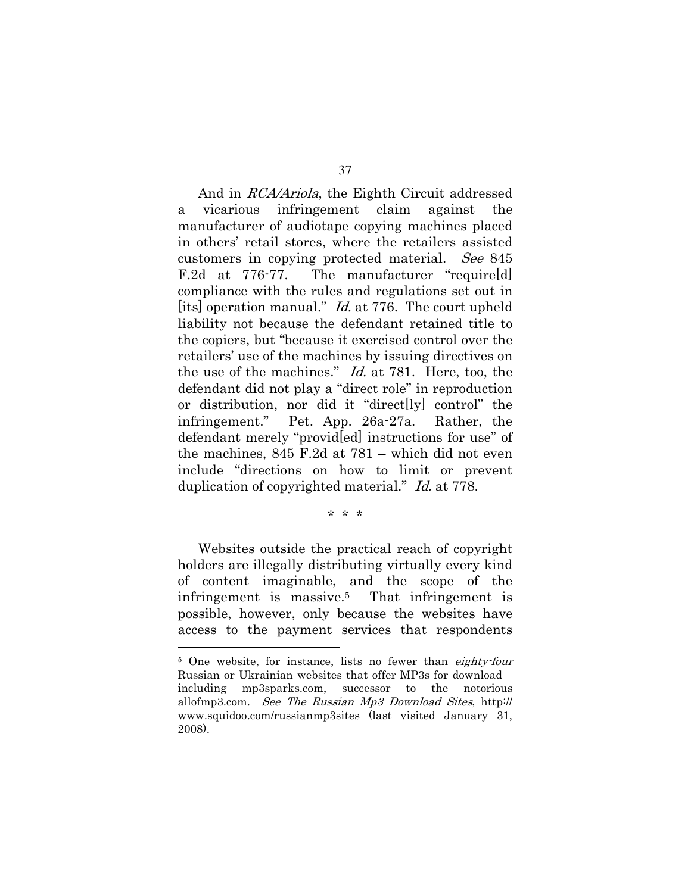And in *RCA/Ariola*, the Eighth Circuit addressed a vicarious infringement claim against the manufacturer of audiotape copying machines placed in others' retail stores, where the retailers assisted customers in copying protected material. *See* 845 F.2d at 776-77. The manufacturer "require[d] compliance with the rules and regulations set out in [its] operation manual." *Id.* at 776. The court upheld liability not because the defendant retained title to the copiers, but "because it exercised control over the retailers' use of the machines by issuing directives on the use of the machines." *Id.* at 781. Here, too, the defendant did not play a "direct role" in reproduction or distribution, nor did it "direct[ly] control" the infringement." Pet. App. 26a-27a. Rather, the defendant merely "provid[ed] instructions for use" of the machines, 845 F.2d at 781 – which did not even include "directions on how to limit or prevent duplication of copyrighted material." *Id.* at 778.

\* \* \*

Websites outside the practical reach of copyright holders are illegally distributing virtually every kind of content imaginable, and the scope of the infringement is massive.[5] That infringement is possible, however, only because the websites have access to the payment services that respondents

---

[5] One website, for instance, lists no fewer than *eighty-four* Russian or Ukrainian websites that offer MP3s for download – including mp3sparks.com, successor to the notorious allofmp3.com. *See The Russian Mp3 Download Sites*, http://www.squidoo.com/russianmp3sites (last visited January 31, 2008).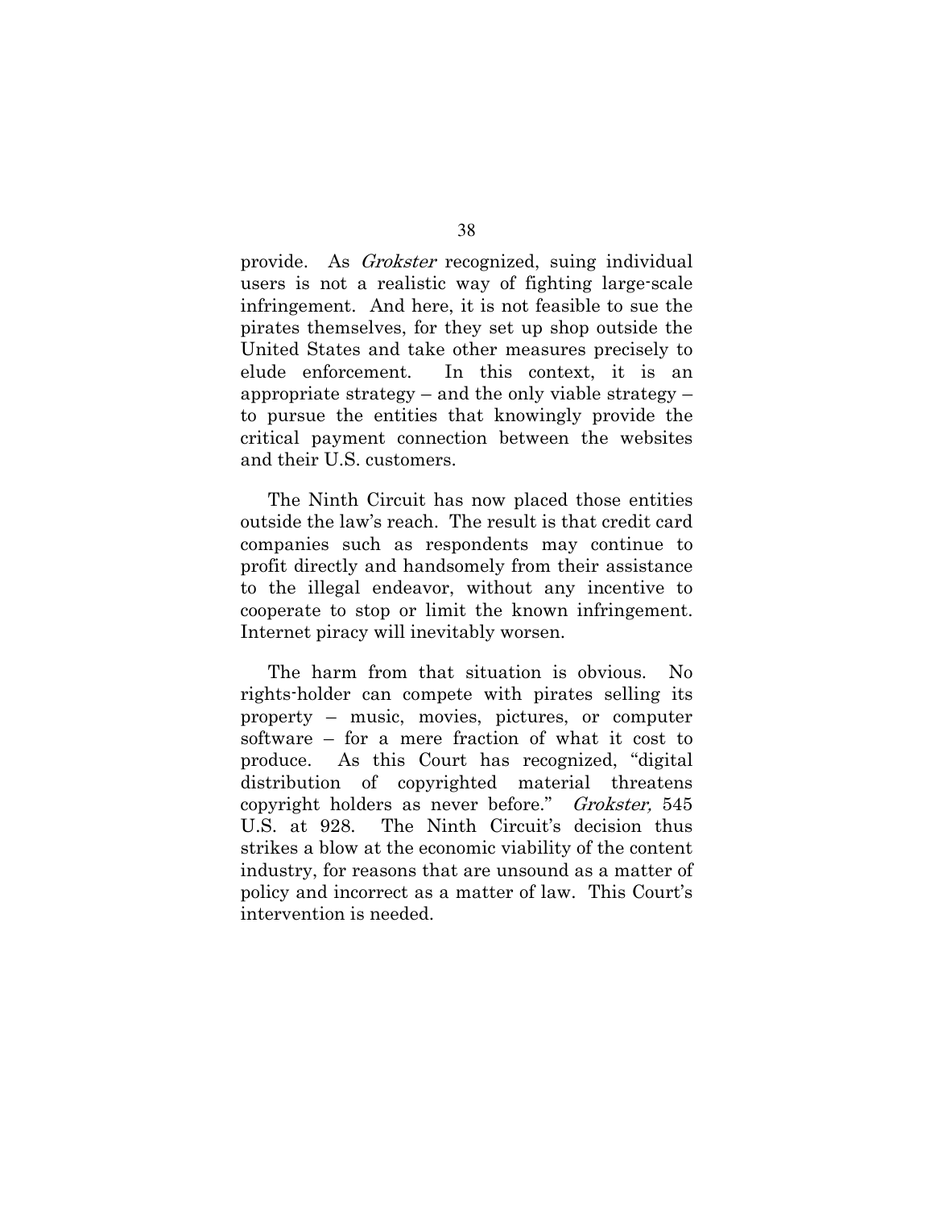provide. As *Grokster* recognized, suing individual users is not a realistic way of fighting large-scale infringement. And here, it is not feasible to sue the pirates themselves, for they set up shop outside the United States and take other measures precisely to elude enforcement. In this context, it is an appropriate strategy – and the only viable strategy – to pursue the entities that knowingly provide the critical payment connection between the websites and their U.S. customers.

The Ninth Circuit has now placed those entities outside the law's reach. The result is that credit card companies such as respondents may continue to profit directly and handsomely from their assistance to the illegal endeavor, without any incentive to cooperate to stop or limit the known infringement. Internet piracy will inevitably worsen.

The harm from that situation is obvious. No rights-holder can compete with pirates selling its property – music, movies, pictures, or computer software – for a mere fraction of what it cost to produce. As this Court has recognized, "digital distribution of copyrighted material threatens copyright holders as never before." *Grokster,* 545 U.S. at 928. The Ninth Circuit's decision thus strikes a blow at the economic viability of the content industry, for reasons that are unsound as a matter of policy and incorrect as a matter of law. This Court's intervention is needed.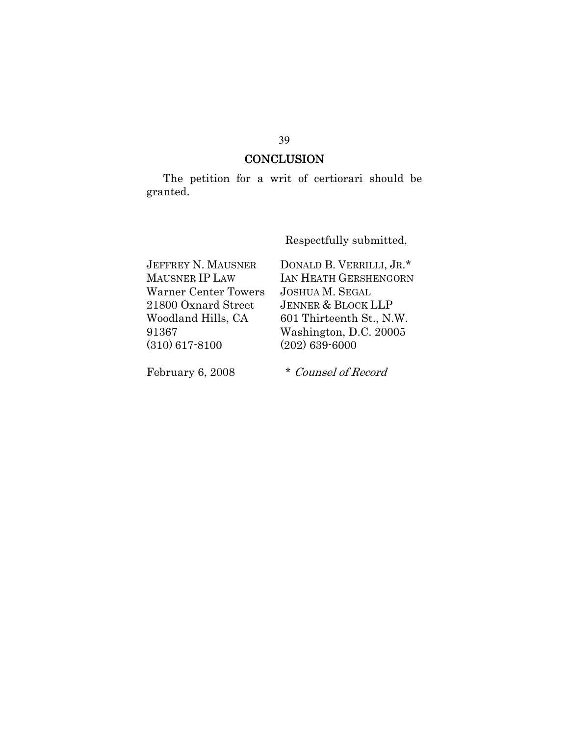## CONCLUSION

The petition for a writ of certiorari should be granted.

Respectfully submitted,

DONALD B. VERRILLI, JR.*
IAN HEATH GERSHENGORN
JOSHUA M. SEGAL
JENNER & BLOCK LLP
601 Thirteenth St., N.W.
Washington, D.C. 20005
(202) 639-6000

JEFFREY N. MAUSNER
MAUSNER IP LAW
Warner Center Towers
21800 Oxnard Street
Woodland Hills, CA
91367
(310) 617-8100

February 6, 2008

\* *Counsel of Record*